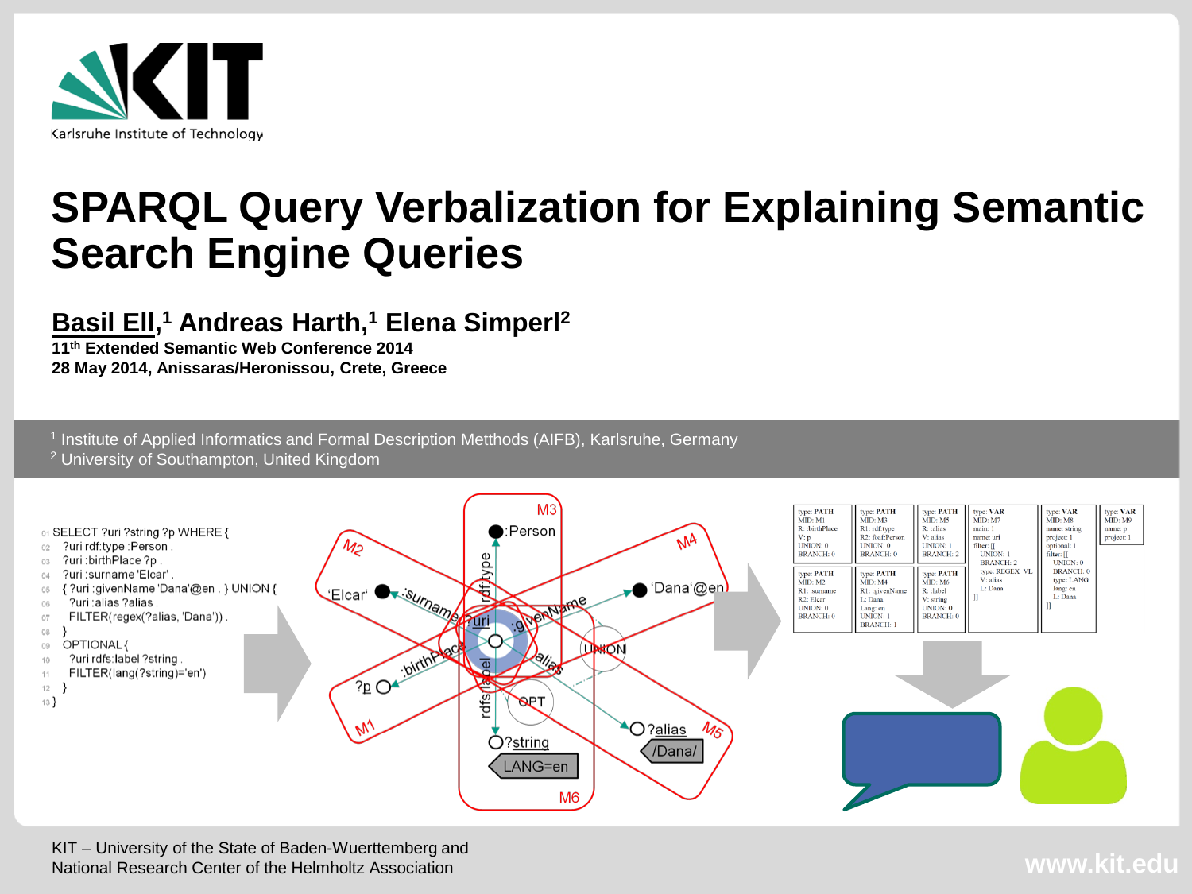# SPARQL Query Verbalization for Explaining Semantic Search Engine Queries

**Basil Ell,[1] Andreas Harth,[1] Elena Simperl[2]**

**11th Extended Semantic Web Conference 2014**
**28 May 2014, Anissaras/Heronissou, Crete, Greece**

[1] Institute of Applied Informatics and Formal Description Metthods (AIFB), Karlsruhe, Germany
[2] University of Southampton, United Kingdom

```
01 SELECT ?uri ?string ?p WHERE {
02   ?uri rdf:type :Person .
03   ?uri :birthPlace ?p .
04   ?uri :surname 'Elcar' .
05   { ?uri :givenName 'Dana'@en . } UNION {
06     ?uri :alias ?alias .
07     FILTER(regex(?alias, 'Dana')) .
08   }
09   OPTIONAL {
10     ?uri rdfs:label ?string .
11     FILTER(lang(?string)='en')
12   }
13 }
```

KIT – University of the State of Baden-Wuerttemberg and National Research Center of the Helmholtz Association

www.kit.edu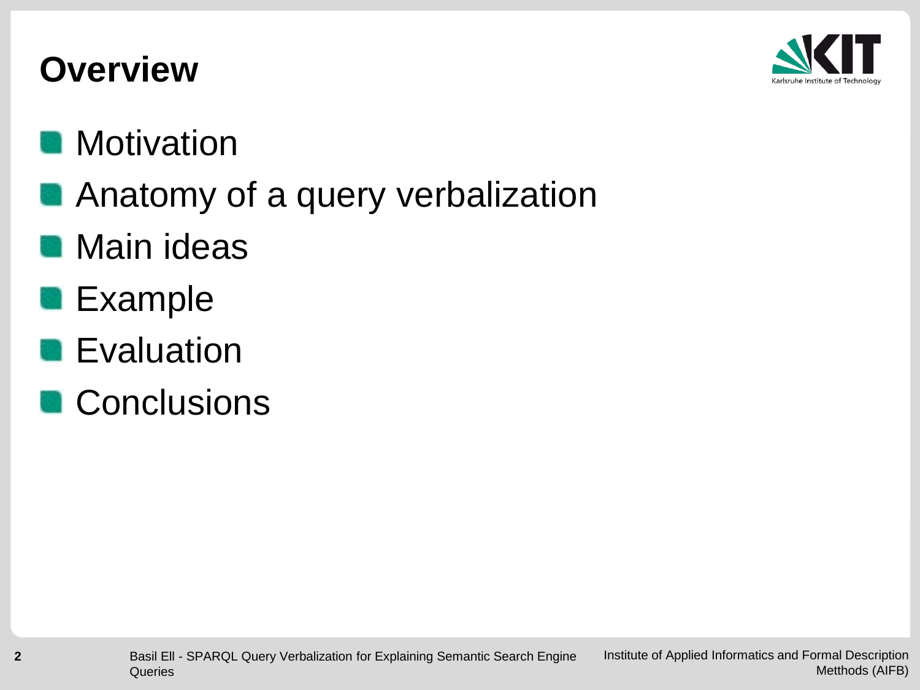# Overview

- Motivation
- Anatomy of a query verbalization
- Main ideas
- Example
- Evaluation
- Conclusions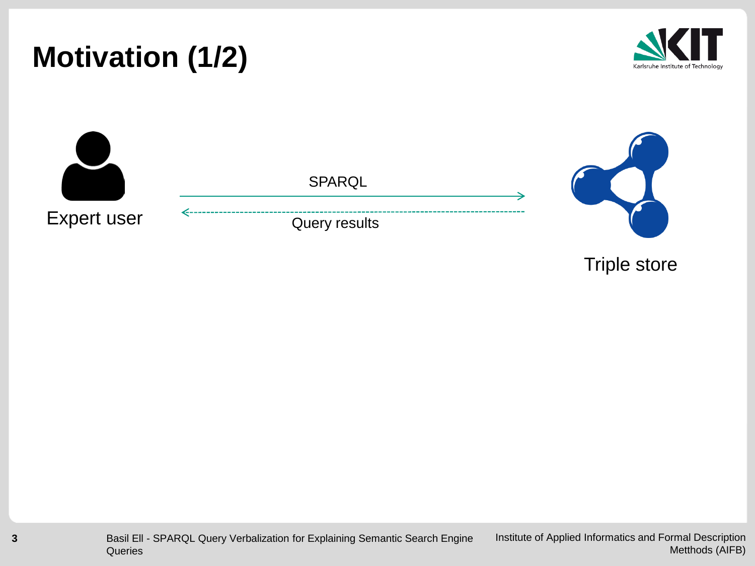# Motivation (1/2)

Expert user

SPARQL

Query results

Triple store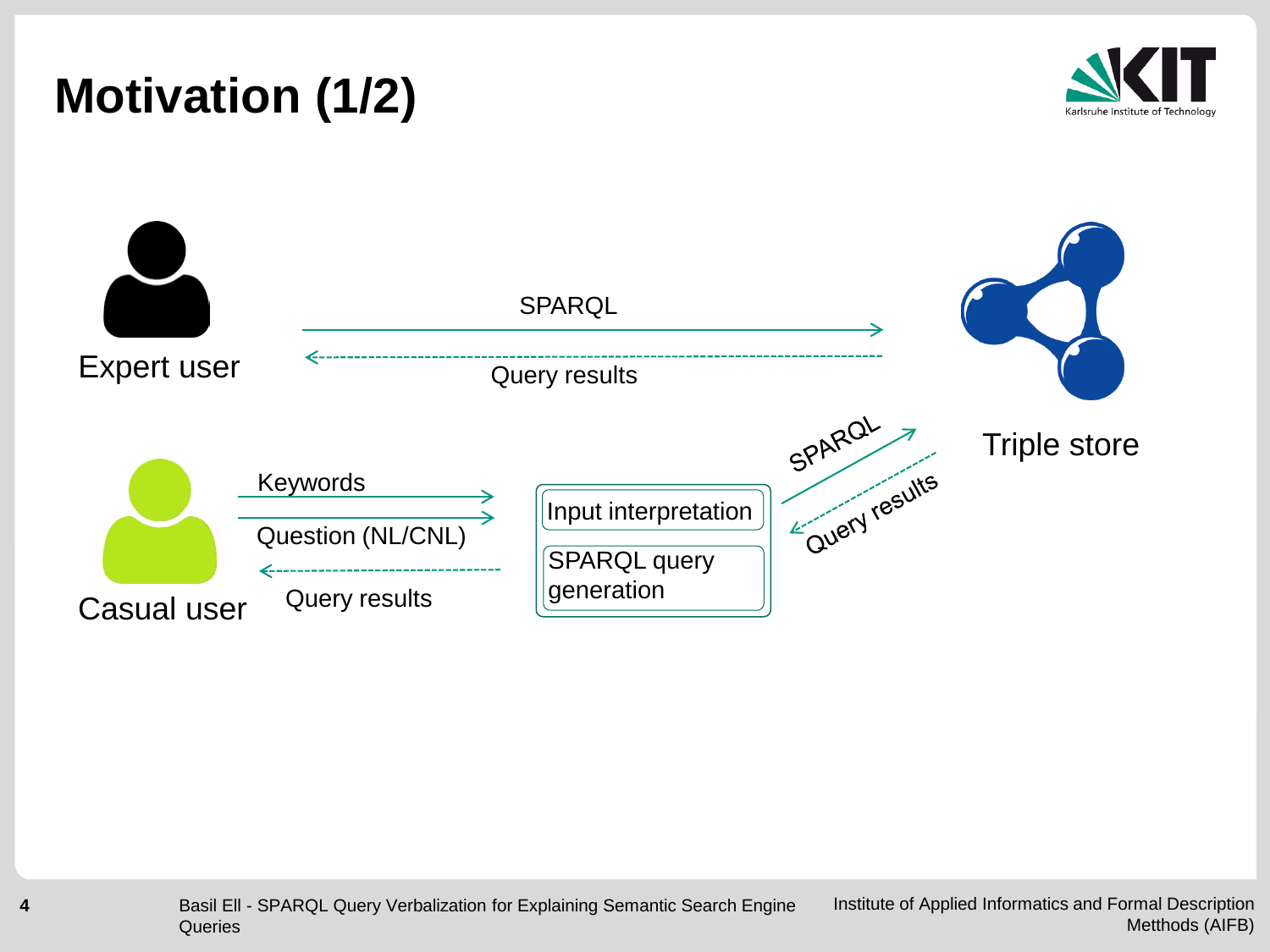# Motivation (1/2)

Expert user

SPARQL

Query results

Triple store

Casual user

Keywords

Question (NL/CNL)

Query results

Input interpretation

SPARQL query generation

SPARQL

Query results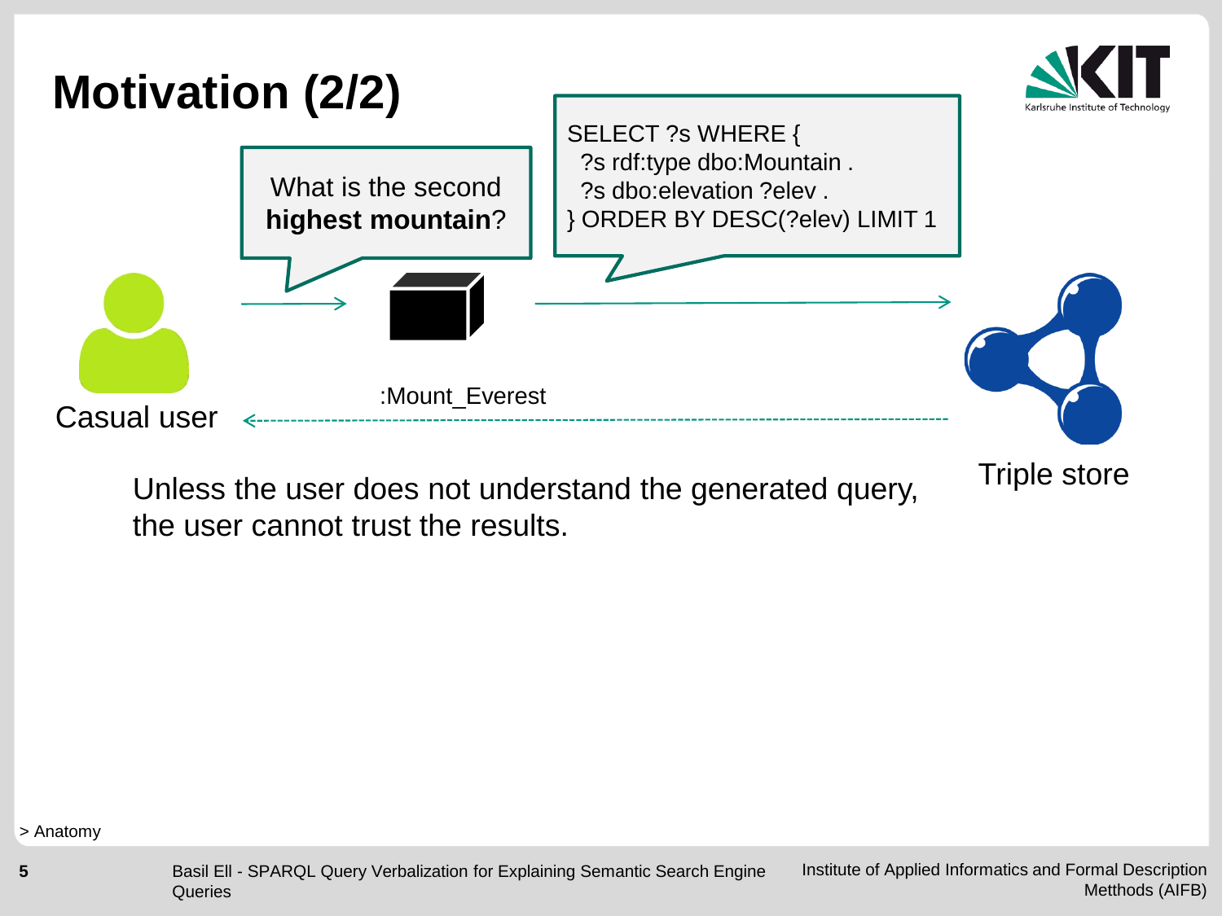# Motivation (2/2)

What is the second **highest mountain**?

```
SELECT ?s WHERE {
  ?s rdf:type dbo:Mountain .
  ?s dbo:elevation ?elev .
} ORDER BY DESC(?elev) LIMIT 1
```

:Mount_Everest

Casual user

Triple store

Unless the user does not understand the generated query, the user cannot trust the results.

> Anatomy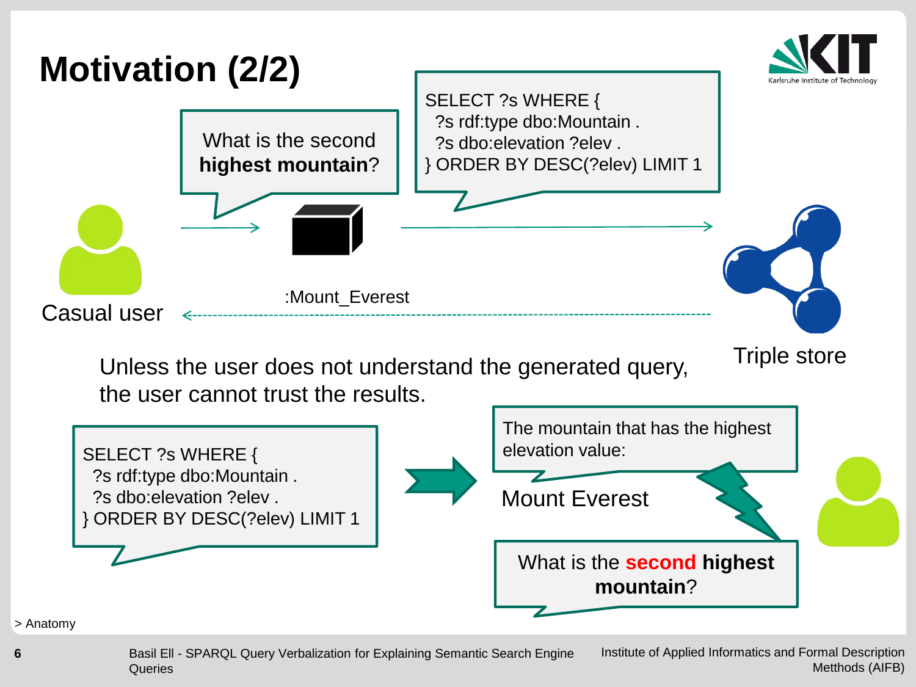# Motivation (2/2)

What is the second **highest mountain**?

```
SELECT ?s WHERE {
  ?s rdf:type dbo:Mountain .
  ?s dbo:elevation ?elev .
} ORDER BY DESC(?elev) LIMIT 1
```

Casual user

:Mount_Everest

Triple store

Unless the user does not understand the generated query, the user cannot trust the results.

```
SELECT ?s WHERE {
  ?s rdf:type dbo:Mountain .
  ?s dbo:elevation ?elev .
} ORDER BY DESC(?elev) LIMIT 1
```

The mountain that has the highest elevation value:

Mount Everest

What is the **second highest mountain**?

> Anatomy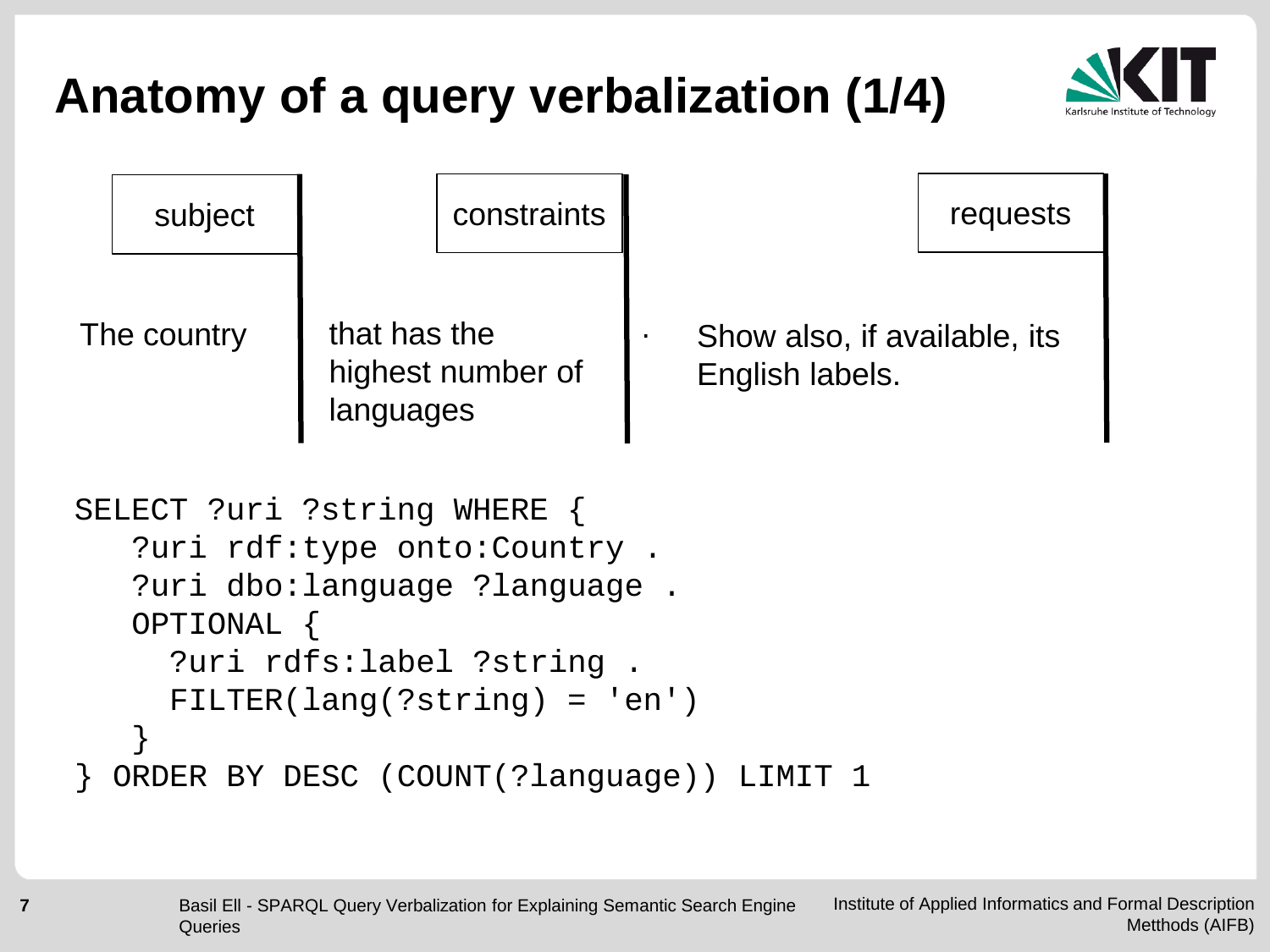# Anatomy of a query verbalization (1/4)

| subject | constraints | | requests |
|---|---|---|---|
| The country | that has the highest number of languages | . | Show also, if available, its English labels. |

```
SELECT ?uri ?string WHERE {
   ?uri rdf:type onto:Country .
   ?uri dbo:language ?language .
   OPTIONAL {
     ?uri rdfs:label ?string .
     FILTER(lang(?string) = 'en')
   }
} ORDER BY DESC (COUNT(?language)) LIMIT 1
```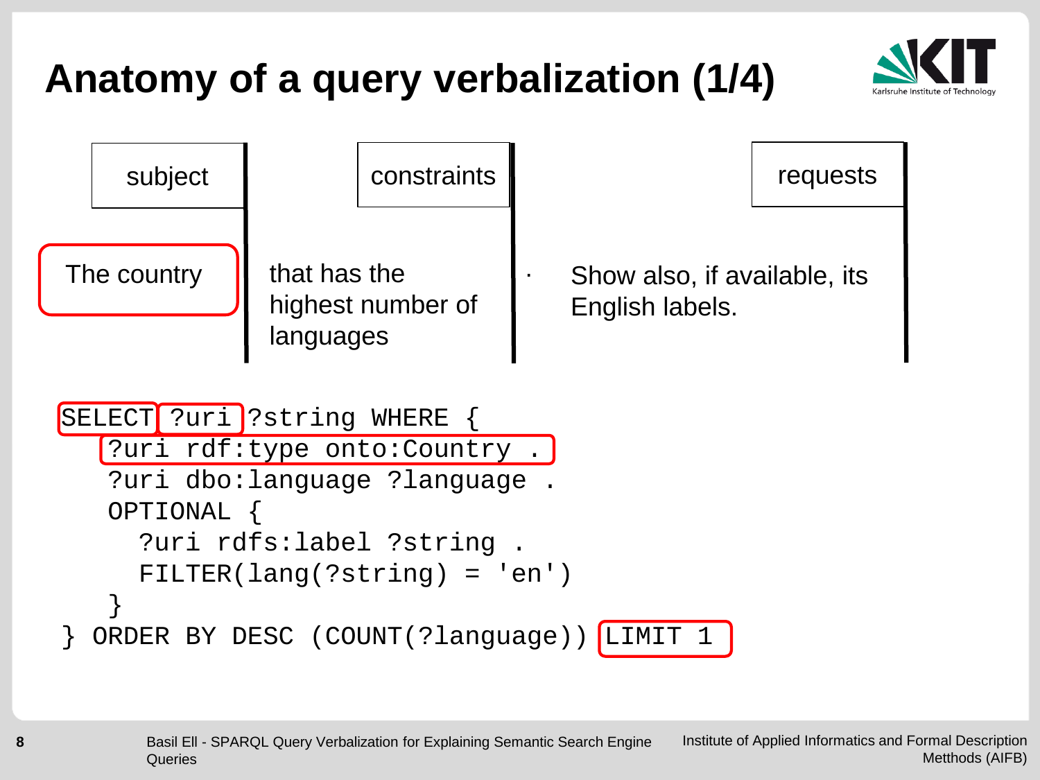# Anatomy of a query verbalization (1/4)

| subject | constraints | | requests |
|---|---|---|---|
| The country | that has the highest number of languages | . | Show also, if available, its English labels. |

```
SELECT ?uri ?string WHERE {
   ?uri rdf:type onto:Country .
   ?uri dbo:language ?language .
   OPTIONAL {
     ?uri rdfs:label ?string .
     FILTER(lang(?string) = 'en')
   }
} ORDER BY DESC (COUNT(?language)) LIMIT 1
```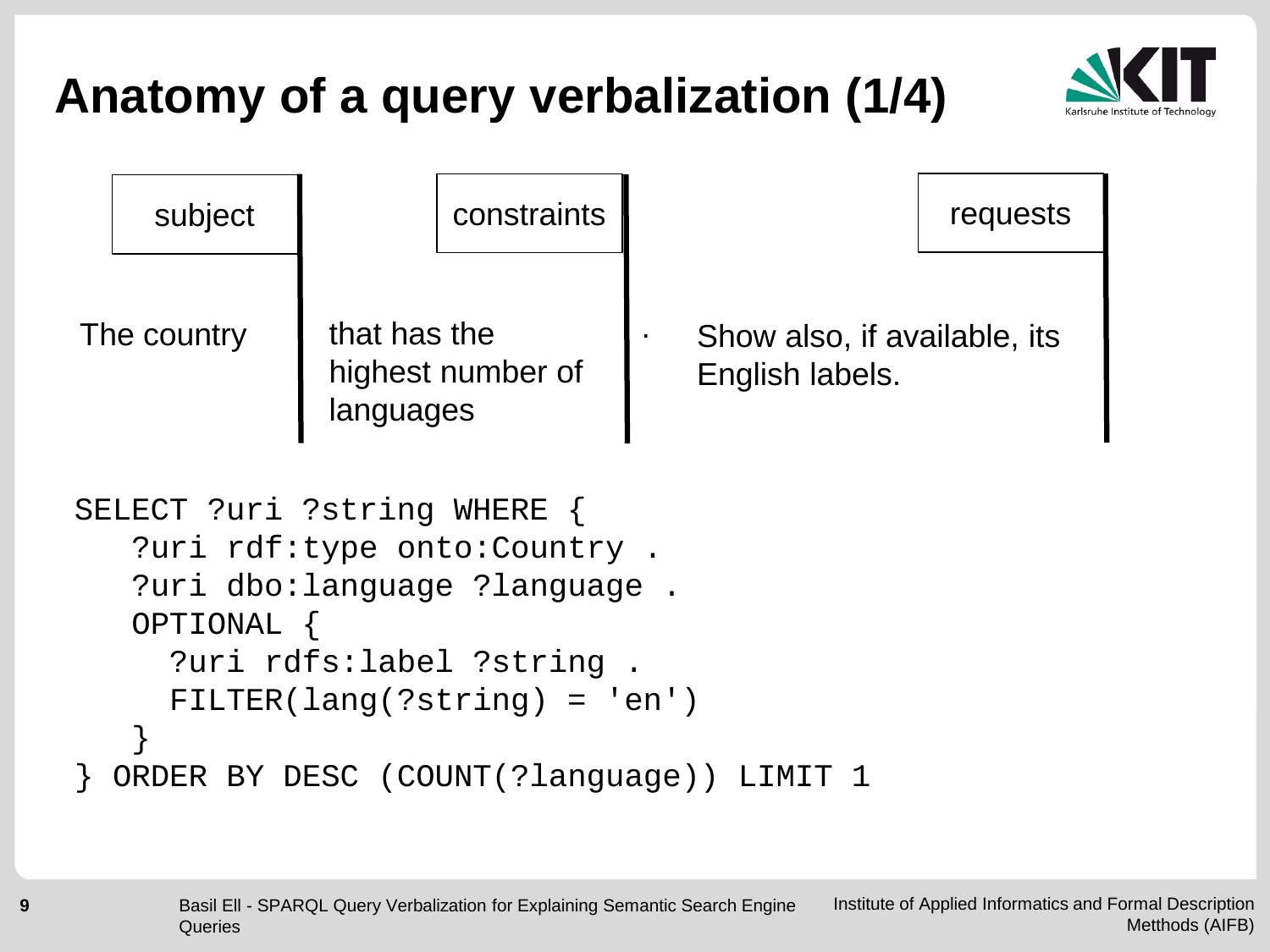# Anatomy of a query verbalization (1/4)

| subject | constraints | requests |
| --- | --- | --- |
| The country | that has the highest number of languages. | Show also, if available, its English labels. |

```
SELECT ?uri ?string WHERE {
   ?uri rdf:type onto:Country .
   ?uri dbo:language ?language .
   OPTIONAL {
     ?uri rdfs:label ?string .
     FILTER(lang(?string) = 'en')
   }
} ORDER BY DESC (COUNT(?language)) LIMIT 1
```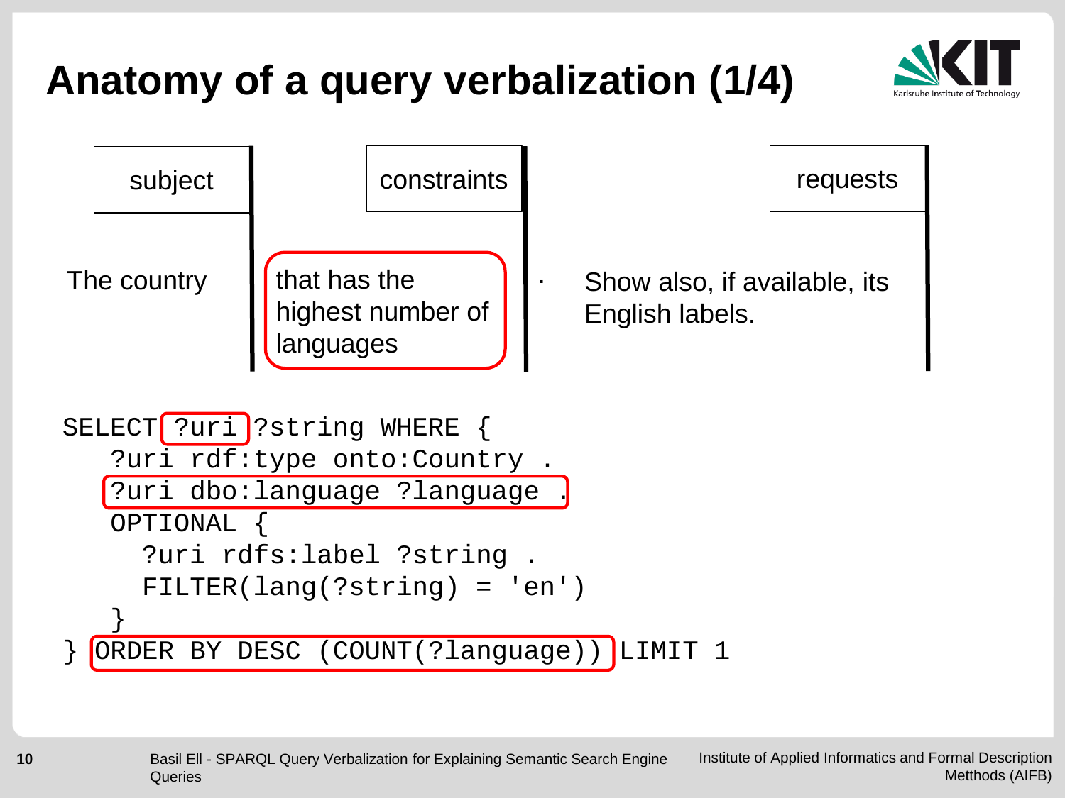# Anatomy of a query verbalization (1/4)

| subject | constraints | | requests |
| --- | --- | --- | --- |
| The country | that has the highest number of languages | . | Show also, if available, its English labels. |

```
SELECT ?uri ?string WHERE {
   ?uri rdf:type onto:Country .
   ?uri dbo:language ?language .
   OPTIONAL {
     ?uri rdfs:label ?string .
     FILTER(lang(?string) = 'en')
   }
} ORDER BY DESC (COUNT(?language)) LIMIT 1
```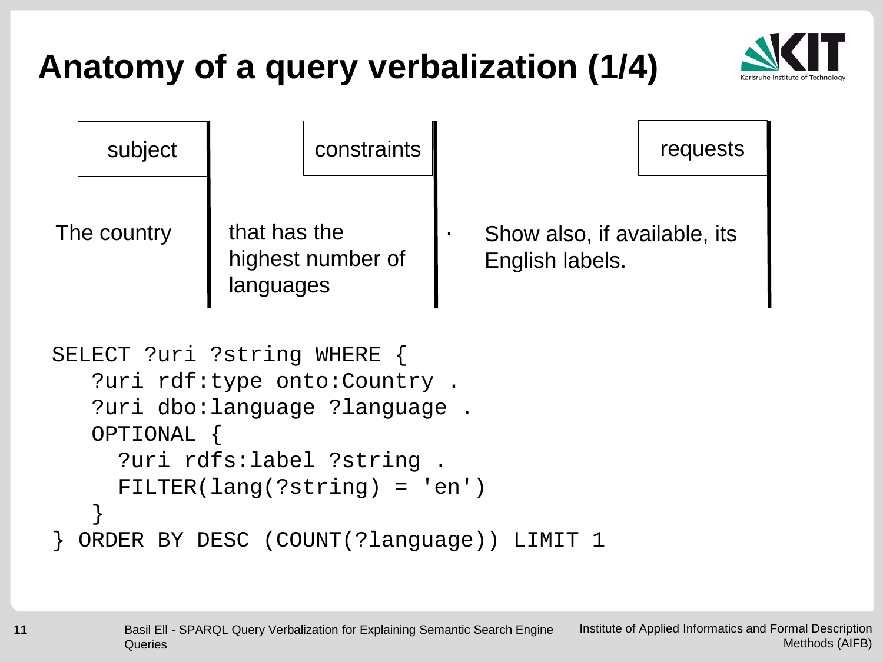# Anatomy of a query verbalization (1/4)

| subject | constraints | | requests |
|---|---|---|---|
| The country | that has the highest number of languages | . | Show also, if available, its English labels. |

```
SELECT ?uri ?string WHERE {
   ?uri rdf:type onto:Country .
   ?uri dbo:language ?language .
   OPTIONAL {
     ?uri rdfs:label ?string .
     FILTER(lang(?string) = 'en')
   }
} ORDER BY DESC (COUNT(?language)) LIMIT 1
```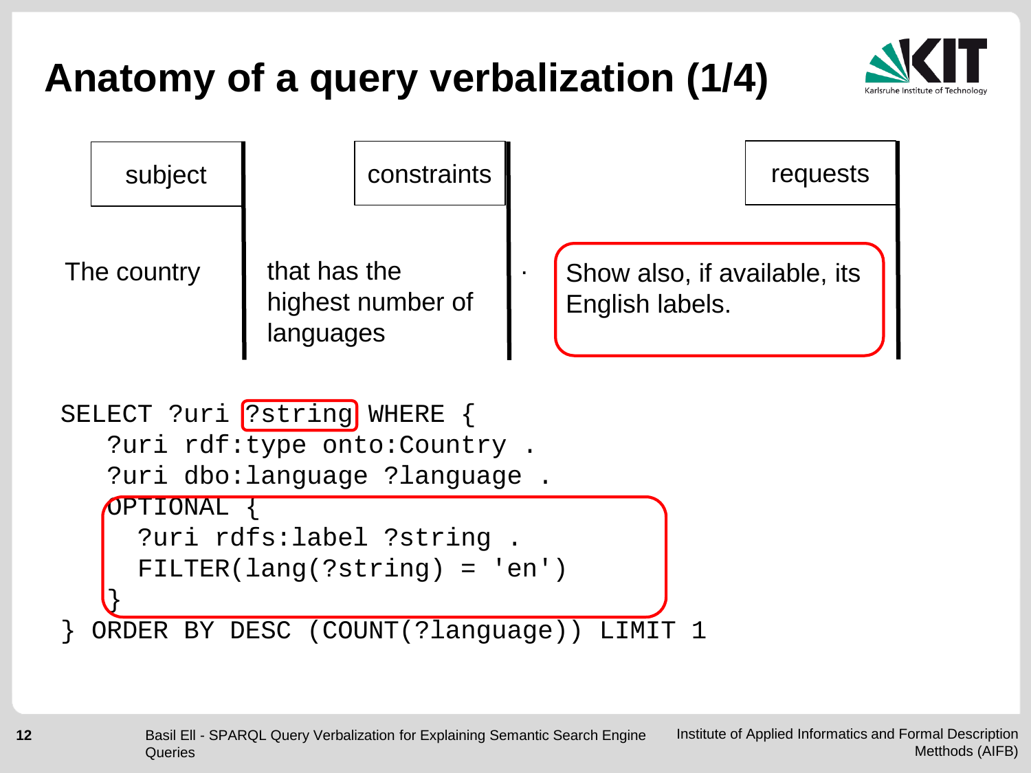# Anatomy of a query verbalization (1/4)

| subject | constraints | | requests |
| --- | --- | --- | --- |
| The country | that has the highest number of languages | . | Show also, if available, its English labels. |

```
SELECT ?uri ?string WHERE {
   ?uri rdf:type onto:Country .
   ?uri dbo:language ?language .
   OPTIONAL {
     ?uri rdfs:label ?string .
     FILTER(lang(?string) = 'en')
   }
} ORDER BY DESC (COUNT(?language)) LIMIT 1
```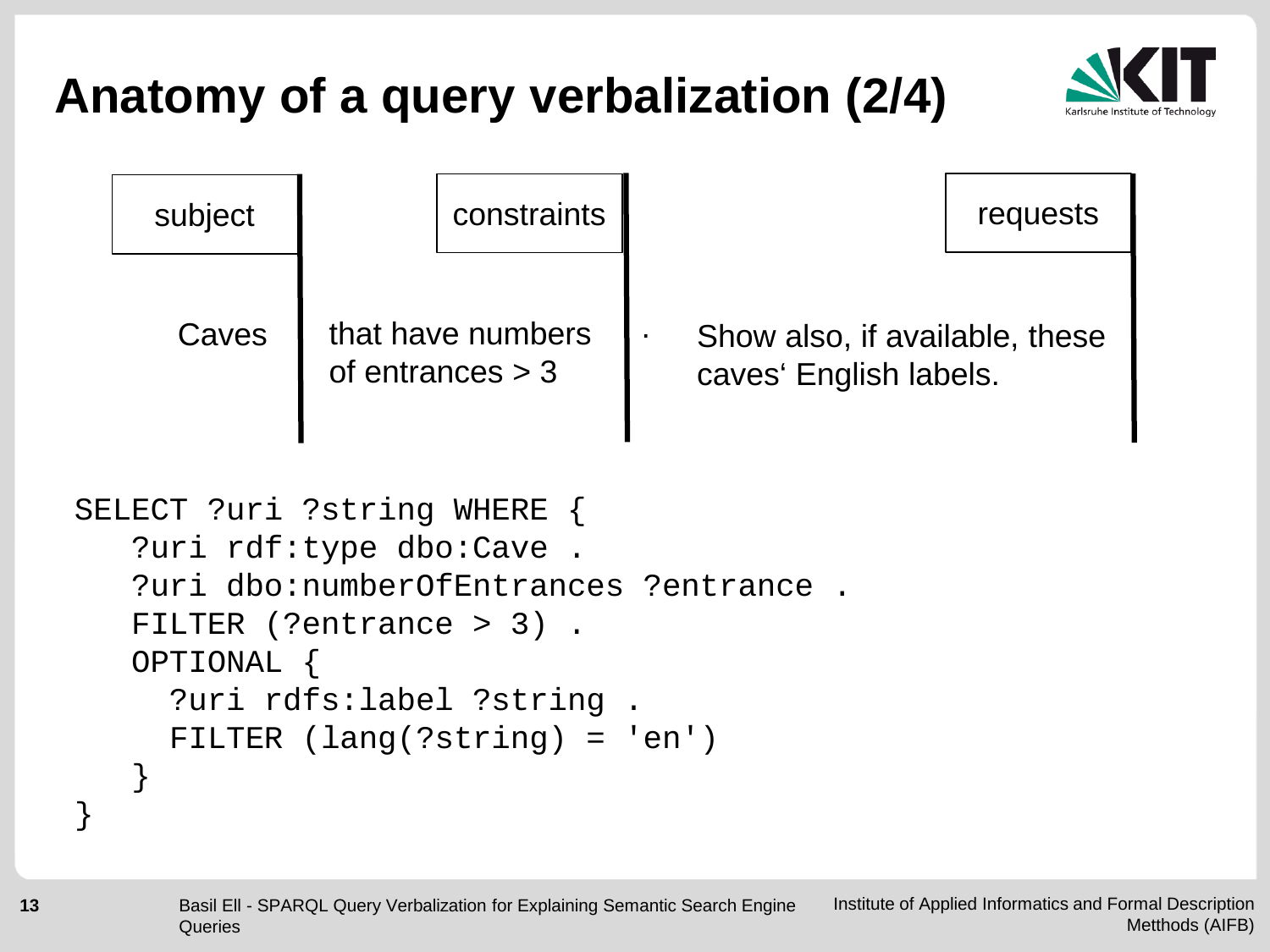# Anatomy of a query verbalization (2/4)

| subject | constraints | | requests |
| --- | --- | --- | --- |
| Caves | that have numbers of entrances > 3 | . | Show also, if available, these caves‘ English labels. |

```
SELECT ?uri ?string WHERE {
   ?uri rdf:type dbo:Cave .
   ?uri dbo:numberOfEntrances ?entrance .
   FILTER (?entrance > 3) .
   OPTIONAL {
     ?uri rdfs:label ?string .
     FILTER (lang(?string) = 'en')
   }
}
```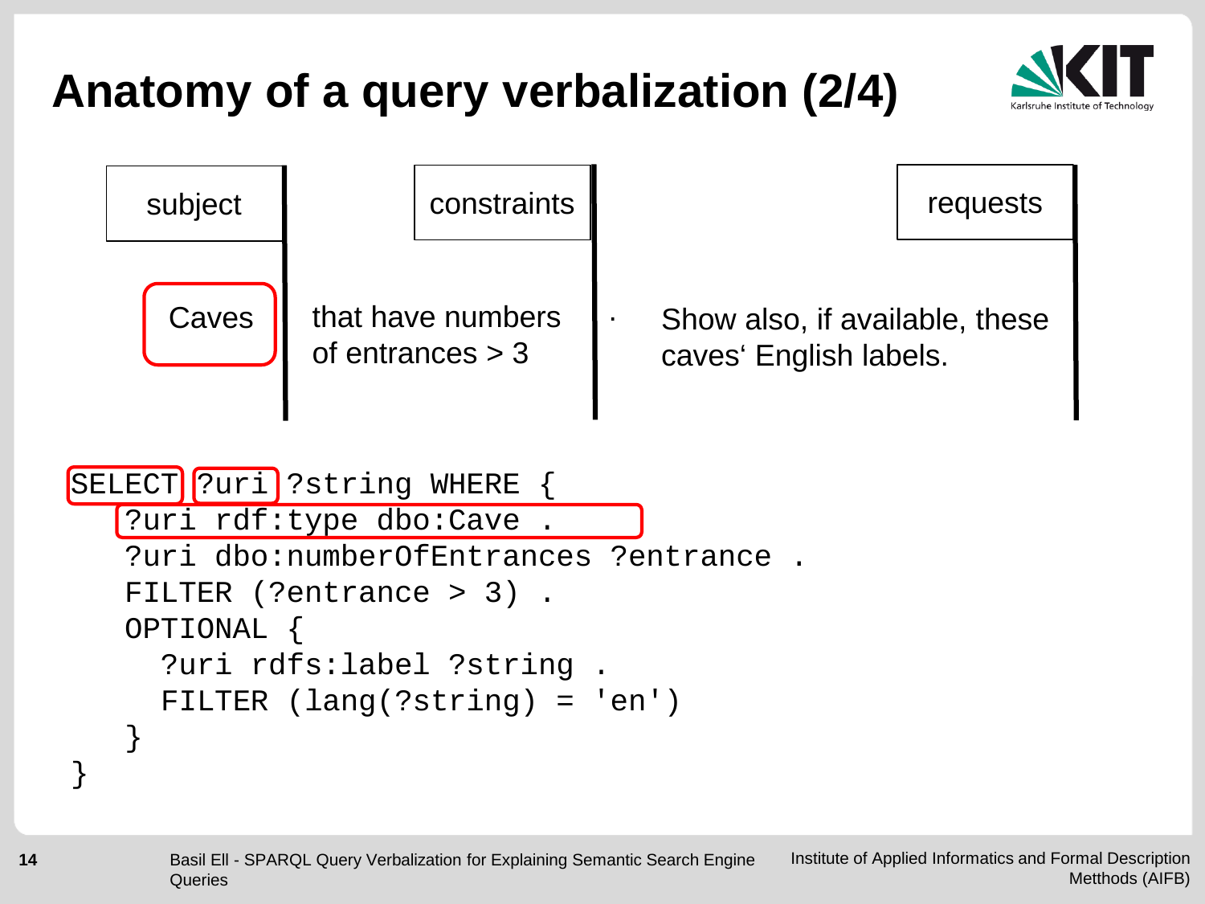# Anatomy of a query verbalization (2/4)

| subject | constraints | | requests |
|---|---|---|---|
| Caves | that have numbers of entrances > 3 | . | Show also, if available, these caves‘ English labels. |

```
SELECT ?uri ?string WHERE {
   ?uri rdf:type dbo:Cave .
   ?uri dbo:numberOfEntrances ?entrance .
   FILTER (?entrance > 3) .
   OPTIONAL {
     ?uri rdfs:label ?string .
     FILTER (lang(?string) = 'en')
   }
}
```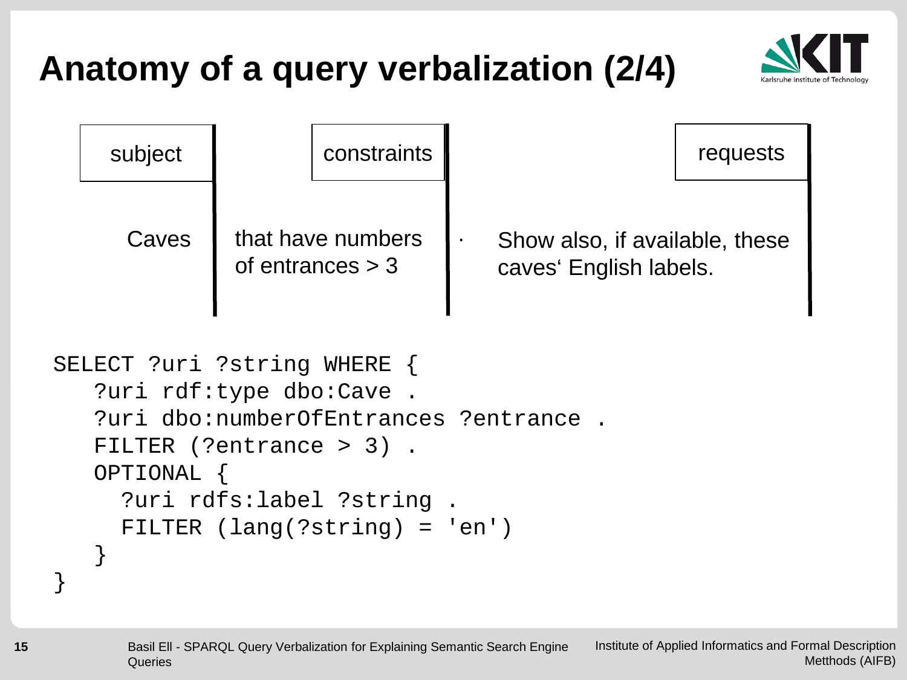# Anatomy of a query verbalization (2/4)

| subject | constraints | | requests |
|---|---|---|---|
| Caves | that have numbers of entrances > 3 | . | Show also, if available, these caves‘ English labels. |

```
SELECT ?uri ?string WHERE {
   ?uri rdf:type dbo:Cave .
   ?uri dbo:numberOfEntrances ?entrance .
   FILTER (?entrance > 3) .
   OPTIONAL {
     ?uri rdfs:label ?string .
     FILTER (lang(?string) = 'en')
   }
}
```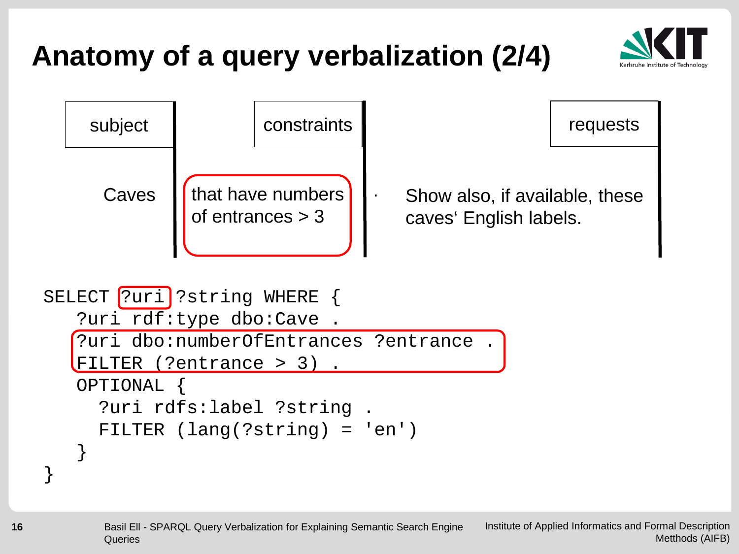# Anatomy of a query verbalization (2/4)

| subject | constraints | | requests |
|---|---|---|---|
| Caves | that have numbers of entrances > 3 | . | Show also, if available, these caves‘ English labels. |

```
SELECT ?uri ?string WHERE {
   ?uri rdf:type dbo:Cave .
   ?uri dbo:numberOfEntrances ?entrance .
   FILTER (?entrance > 3) .
   OPTIONAL {
     ?uri rdfs:label ?string .
     FILTER (lang(?string) = 'en')
   }
}
```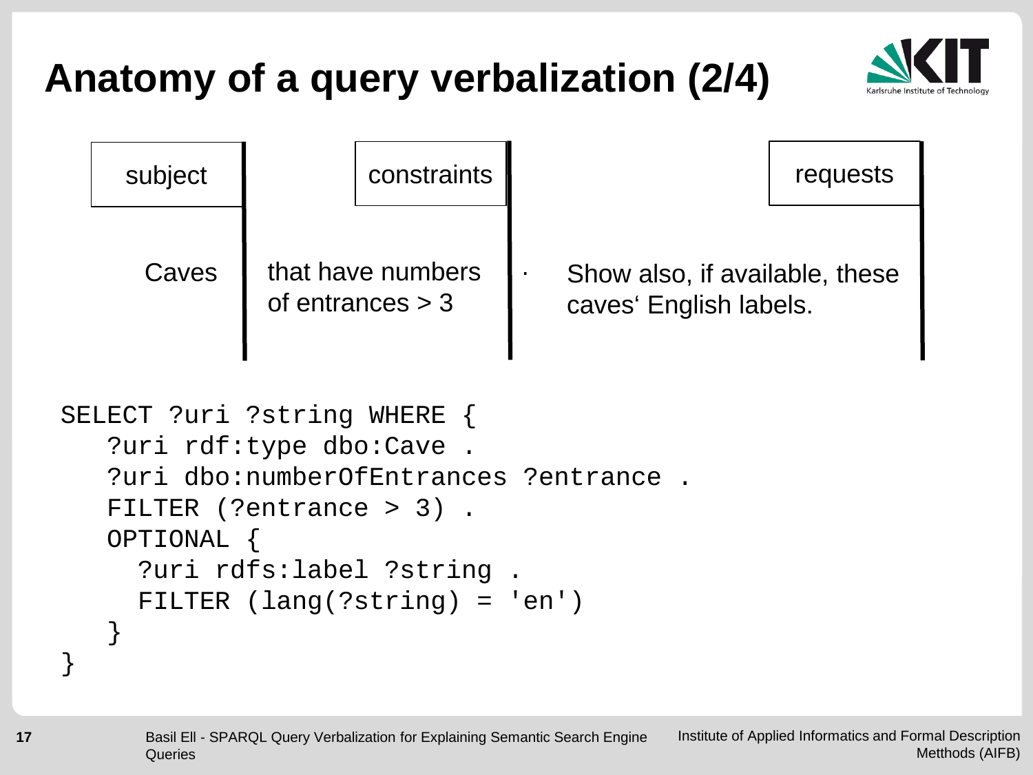# Anatomy of a query verbalization (2/4)

| subject | constraints | | requests |
|---|---|---|---|
| Caves | that have numbers of entrances > 3 | . | Show also, if available, these caves‘ English labels. |

```
SELECT ?uri ?string WHERE {
   ?uri rdf:type dbo:Cave .
   ?uri dbo:numberOfEntrances ?entrance .
   FILTER (?entrance > 3) .
   OPTIONAL {
     ?uri rdfs:label ?string .
     FILTER (lang(?string) = 'en')
   }
}
```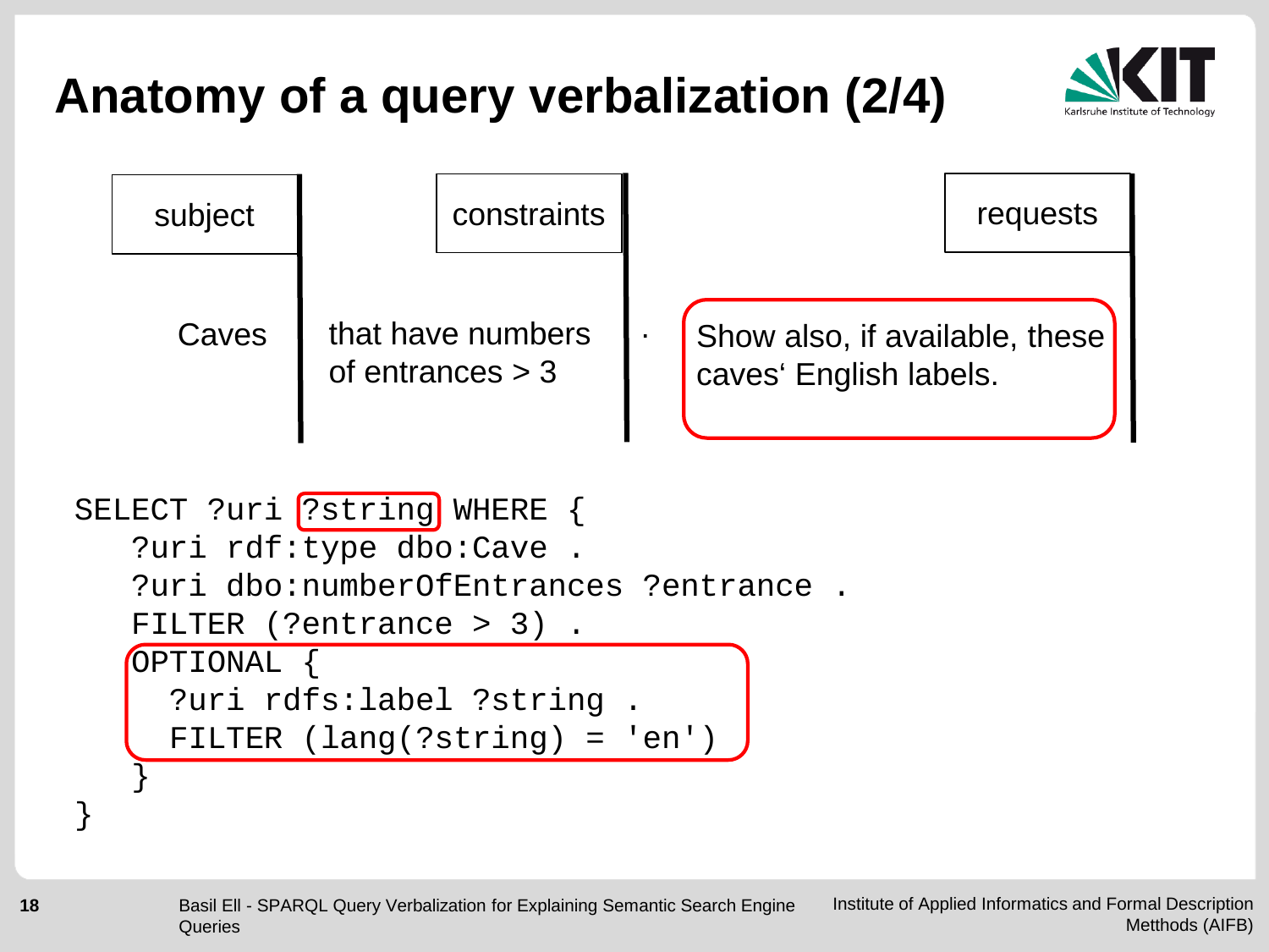# Anatomy of a query verbalization (2/4)

| subject | constraints | | requests |
|---|---|---|---|
| Caves | that have numbers of entrances > 3 | . | Show also, if available, these caves‘ English labels. |

```
SELECT ?uri ?string WHERE {
   ?uri rdf:type dbo:Cave .
   ?uri dbo:numberOfEntrances ?entrance .
   FILTER (?entrance > 3) .
   OPTIONAL {
     ?uri rdfs:label ?string .
     FILTER (lang(?string) = 'en')
   }
}
```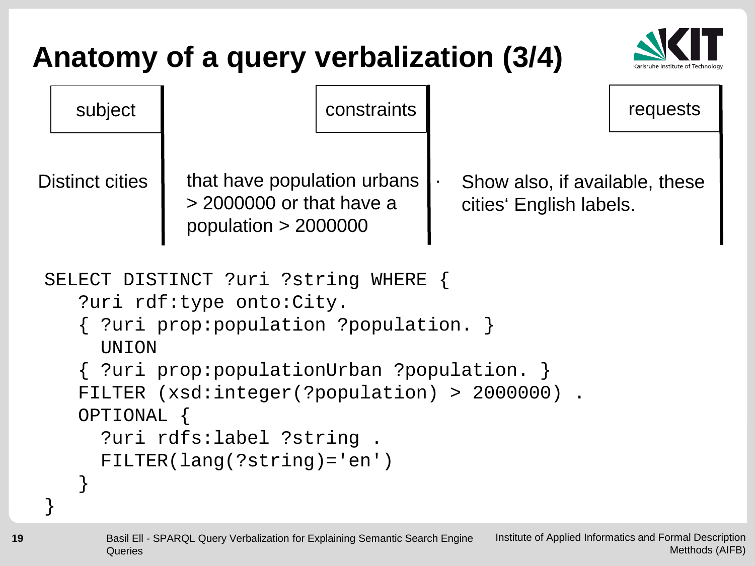# Anatomy of a query verbalization (3/4)

| subject | constraints | requests |
|---|---|---|
| Distinct cities | that have population urbans > 2000000 or that have a population > 2000000 | . Show also, if available, these cities‘ English labels. |

```
SELECT DISTINCT ?uri ?string WHERE {
   ?uri rdf:type onto:City.
   { ?uri prop:population ?population. }
     UNION
   { ?uri prop:populationUrban ?population. }
   FILTER (xsd:integer(?population) > 2000000) .
   OPTIONAL {
     ?uri rdfs:label ?string .
     FILTER(lang(?string)='en')
   }
}
```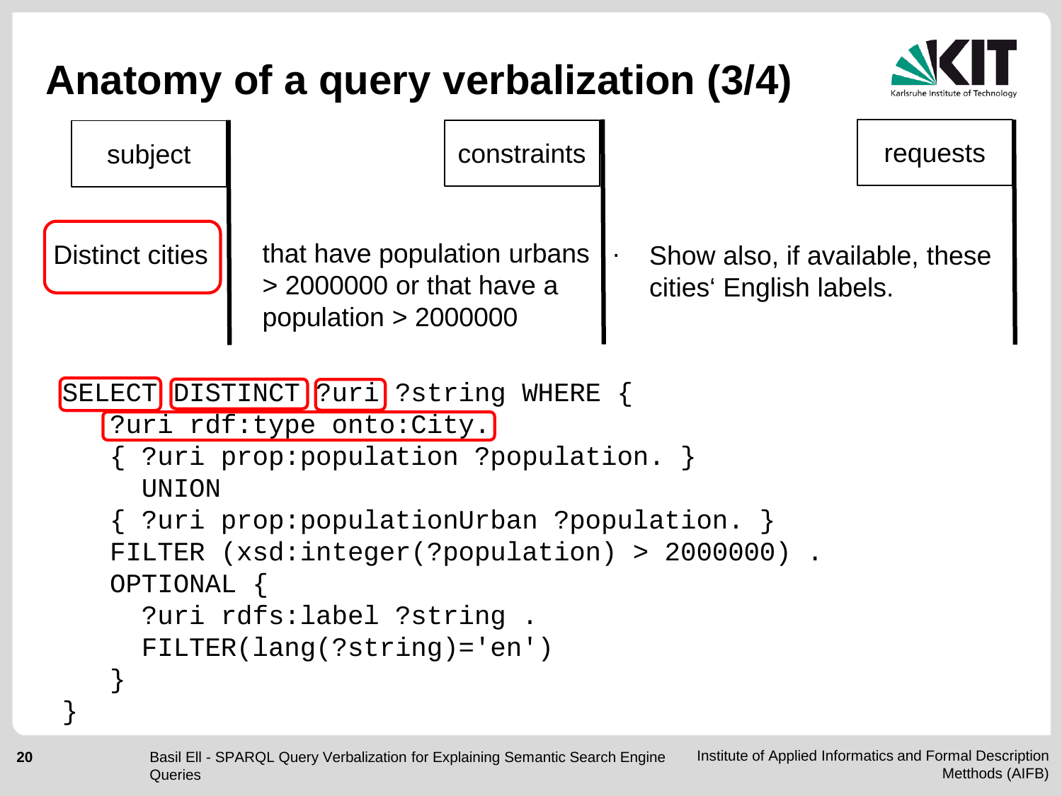# Anatomy of a query verbalization (3/4)

| subject | constraints | requests |
|---|---|---|
| Distinct cities | that have population urbans > 2000000 or that have a population > 2000000 | . Show also, if available, these cities' English labels. |

```
SELECT DISTINCT ?uri ?string WHERE {
   ?uri rdf:type onto:City.
   { ?uri prop:population ?population. }
     UNION
   { ?uri prop:populationUrban ?population. }
   FILTER (xsd:integer(?population) > 2000000) .
   OPTIONAL {
     ?uri rdfs:label ?string .
     FILTER(lang(?string)='en')
   }
}
```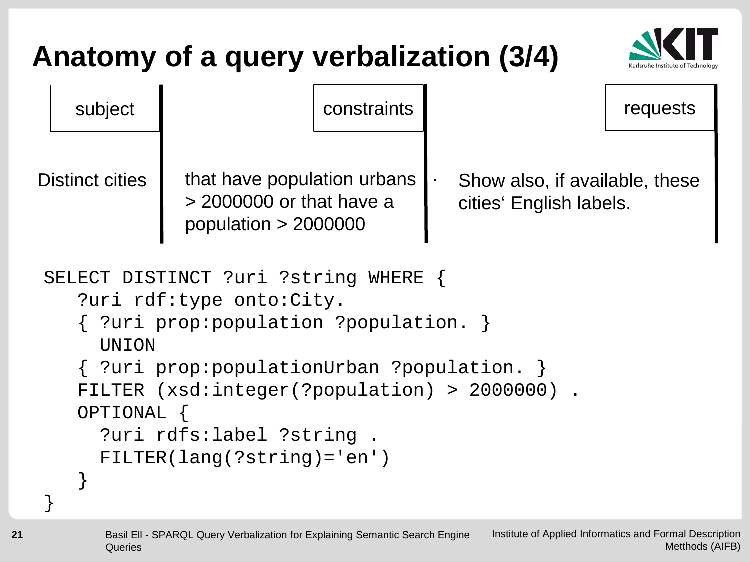# Anatomy of a query verbalization (3/4)

| subject | constraints | requests |
|---|---|---|
| Distinct cities | that have population urbans > 2000000 or that have a population > 2000000 | . Show also, if available, these cities' English labels. |

```
SELECT DISTINCT ?uri ?string WHERE {
   ?uri rdf:type onto:City.
   { ?uri prop:population ?population. }
     UNION
   { ?uri prop:populationUrban ?population. }
   FILTER (xsd:integer(?population) > 2000000) .
   OPTIONAL {
     ?uri rdfs:label ?string .
     FILTER(lang(?string)='en')
   }
}
```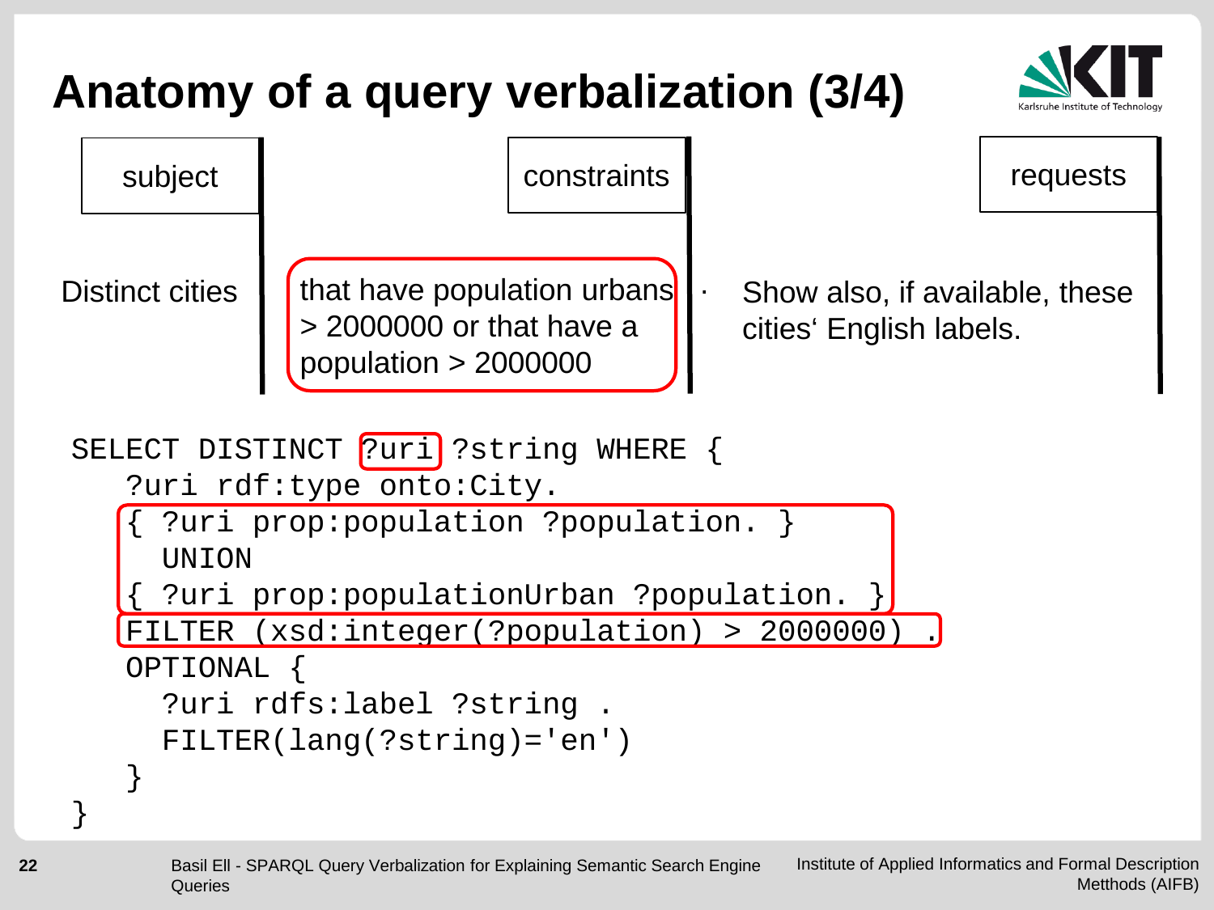# Anatomy of a query verbalization (3/4)

| subject | constraints | requests |
|---|---|---|
| Distinct cities | that have population urbans > 2000000 or that have a population > 2000000 . | Show also, if available, these cities‘ English labels. |

```
SELECT DISTINCT ?uri ?string WHERE {
   ?uri rdf:type onto:City.
   { ?uri prop:population ?population. }
     UNION
   { ?uri prop:populationUrban ?population. }
   FILTER (xsd:integer(?population) > 2000000) .
   OPTIONAL {
     ?uri rdfs:label ?string .
     FILTER(lang(?string)='en')
   }
}
```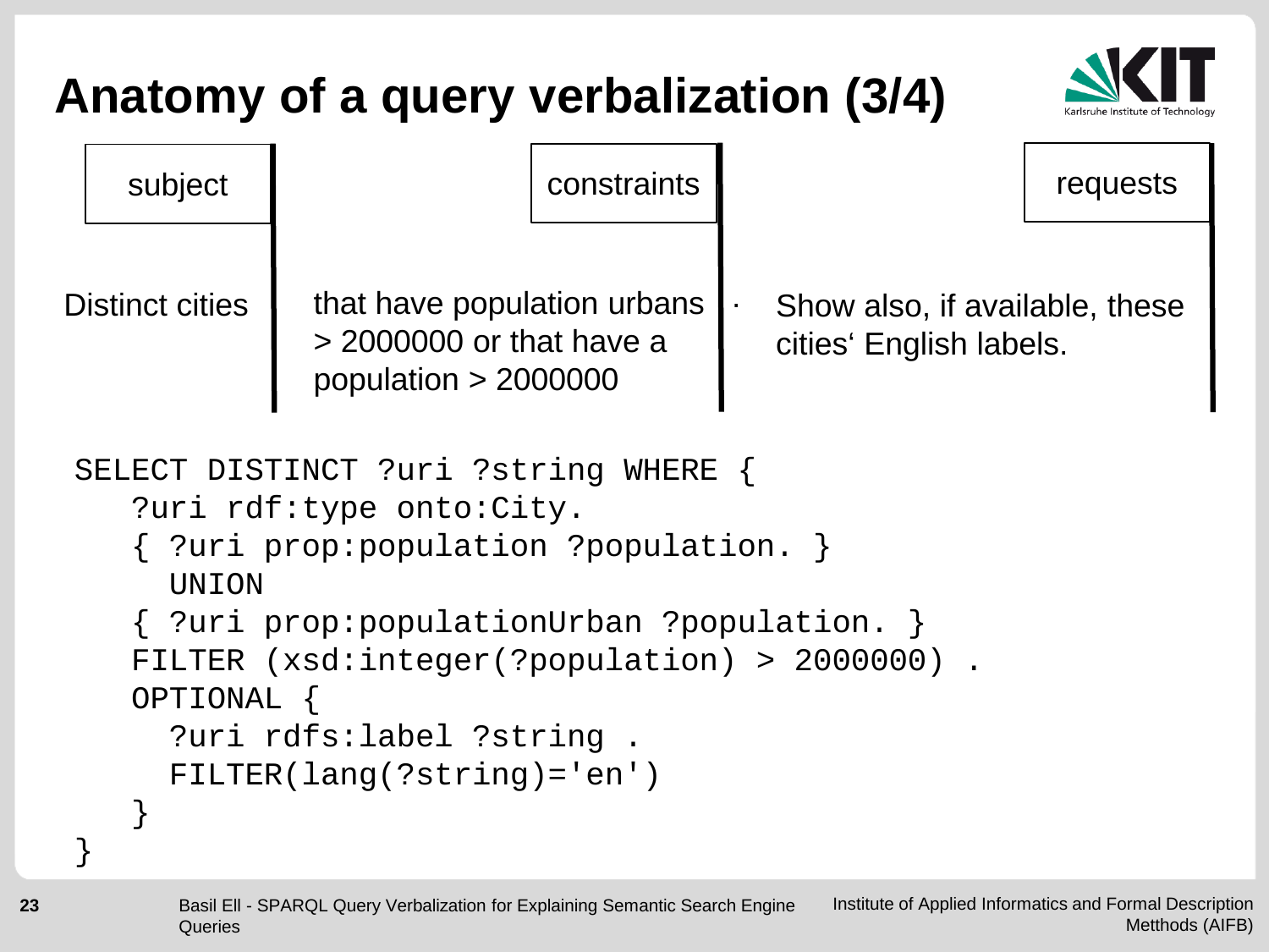# Anatomy of a query verbalization (3/4)

| subject | constraints | | requests |
|---|---|---|---|
| Distinct cities | that have population urbans > 2000000 or that have a population > 2000000 | . | Show also, if available, these cities‘ English labels. |

```
SELECT DISTINCT ?uri ?string WHERE {
   ?uri rdf:type onto:City.
   { ?uri prop:population ?population. }
     UNION
   { ?uri prop:populationUrban ?population. }
   FILTER (xsd:integer(?population) > 2000000) .
   OPTIONAL {
     ?uri rdfs:label ?string .
     FILTER(lang(?string)='en')
   }
}
```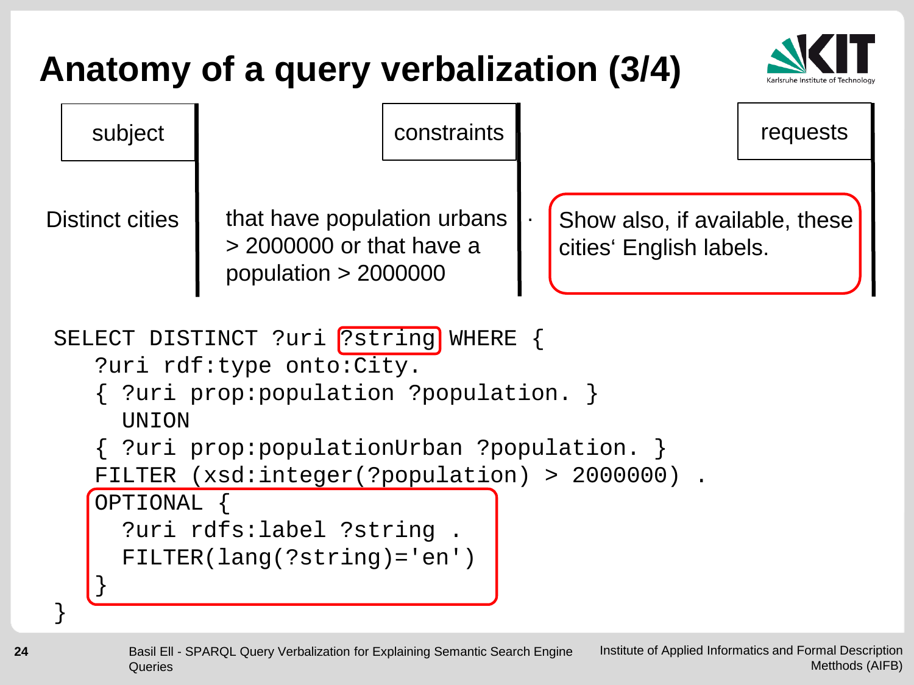# Anatomy of a query verbalization (3/4)

| subject | constraints | | requests |
|---|---|---|---|
| Distinct cities | that have population urbans > 2000000 or that have a population > 2000000 | . | Show also, if available, these cities' English labels. |

```
SELECT DISTINCT ?uri ?string WHERE {
   ?uri rdf:type onto:City.
   { ?uri prop:population ?population. }
     UNION
   { ?uri prop:populationUrban ?population. }
   FILTER (xsd:integer(?population) > 2000000) .
   OPTIONAL {
     ?uri rdfs:label ?string .
     FILTER(lang(?string)='en')
   }
}
```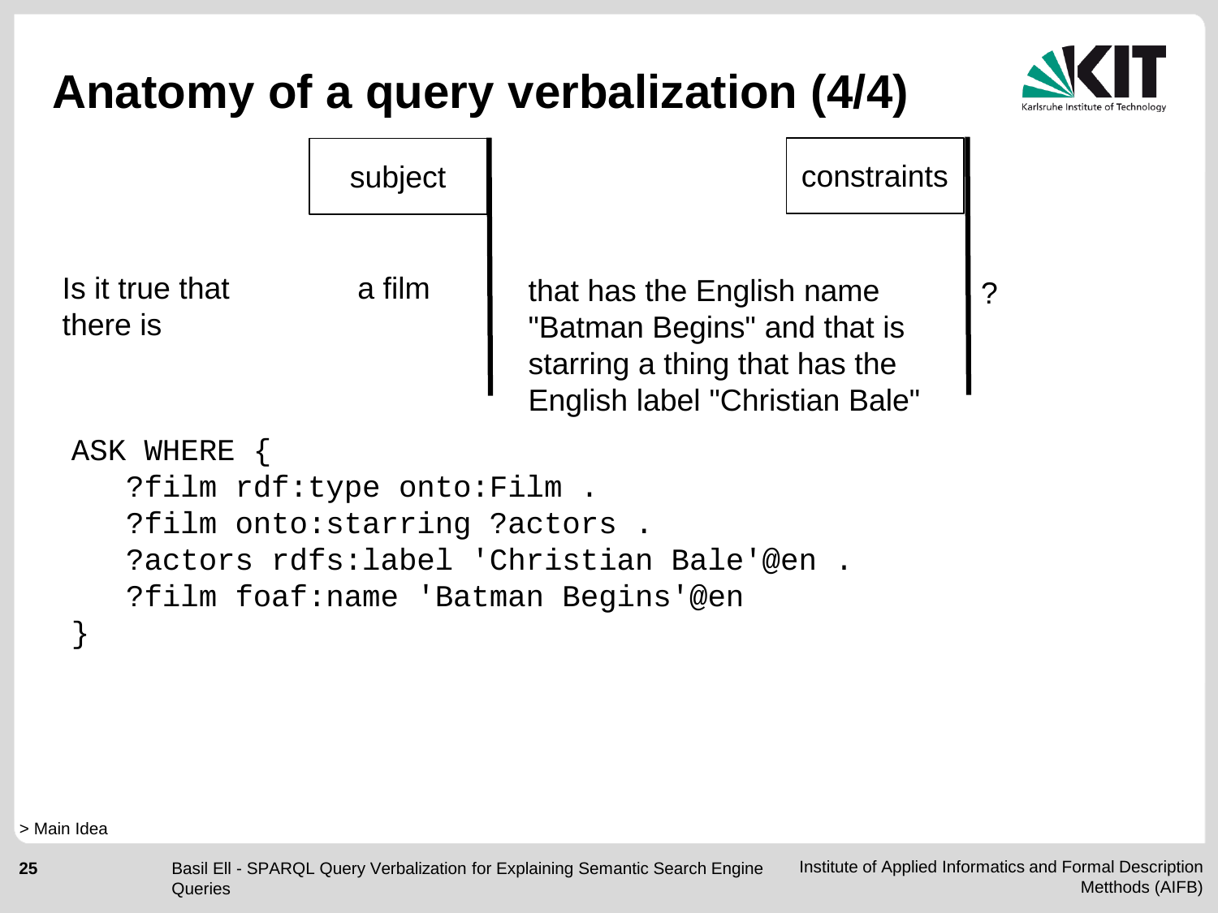# Anatomy of a query verbalization (4/4)

| | subject | constraints | |
|---|---|---|---|
| Is it true that there is | a film | that has the English name "Batman Begins" and that is starring a thing that has the English label "Christian Bale" | ? |

```
ASK WHERE {
   ?film rdf:type onto:Film .
   ?film onto:starring ?actors .
   ?actors rdfs:label 'Christian Bale'@en .
   ?film foaf:name 'Batman Begins'@en
}
```

> Main Idea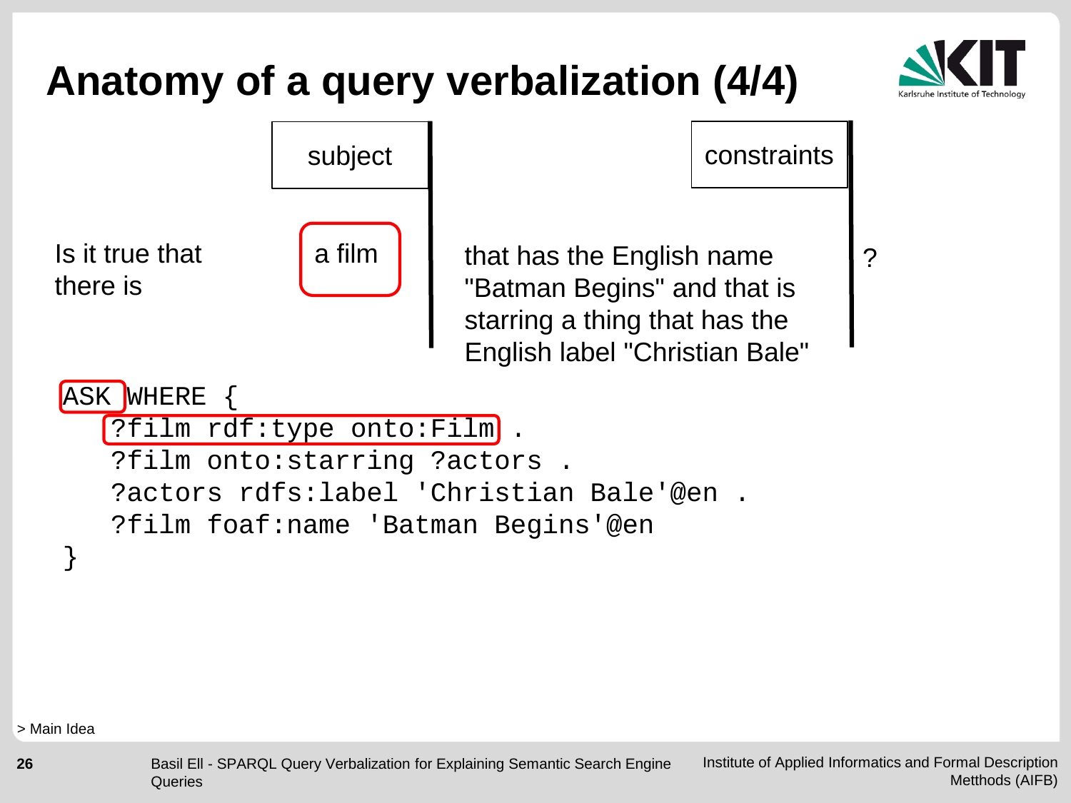# Anatomy of a query verbalization (4/4)

| | subject | constraints | |
|---|---|---|---|
| Is it true that there is | a film | that has the English name "Batman Begins" and that is starring a thing that has the English label "Christian Bale" | ? |

```
ASK WHERE {
   ?film rdf:type onto:Film .
   ?film onto:starring ?actors .
   ?actors rdfs:label 'Christian Bale'@en .
   ?film foaf:name 'Batman Begins'@en
}
```

> Main Idea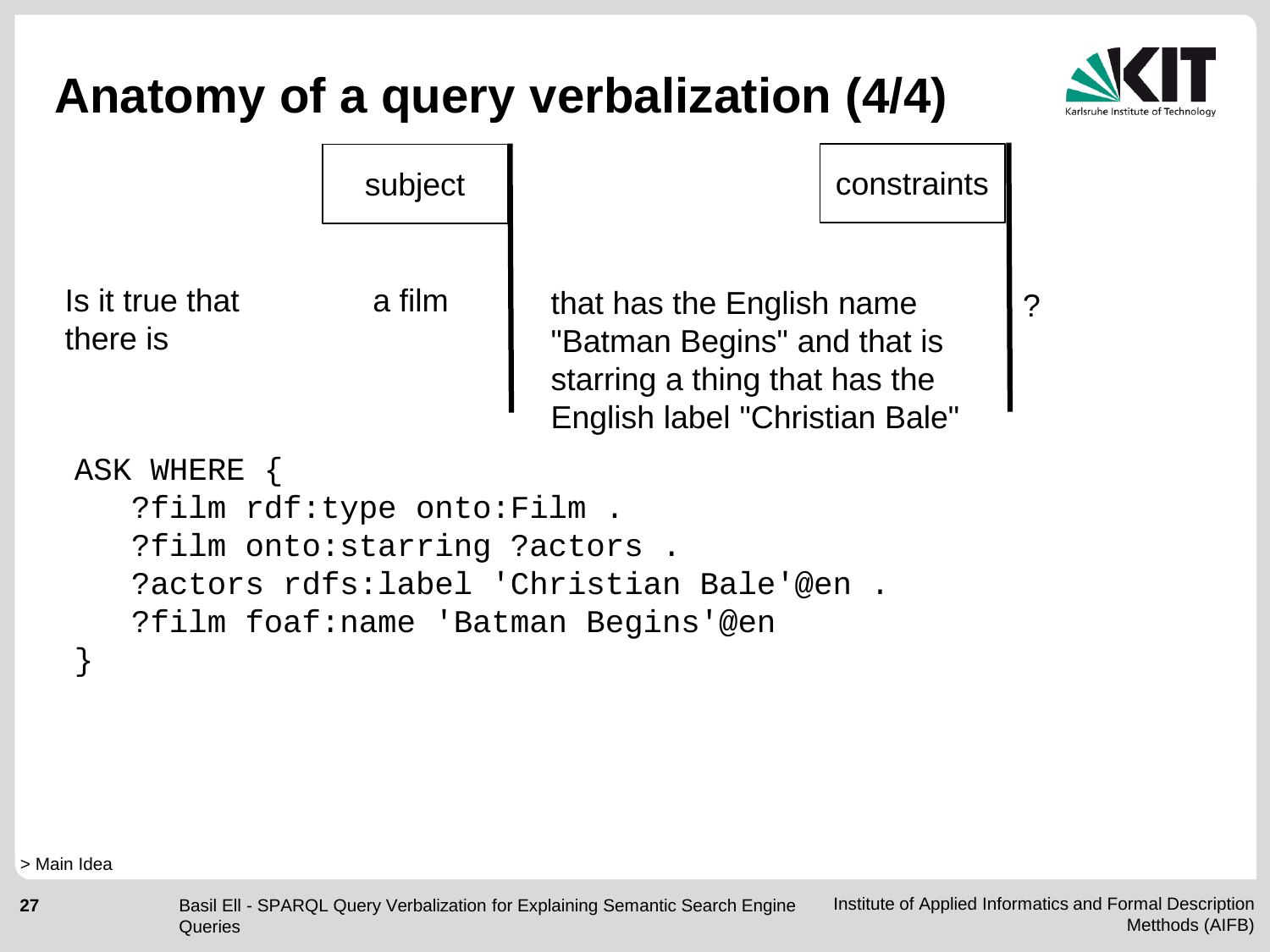# Anatomy of a query verbalization (4/4)

| | subject | | constraints | |
|---|---|---|---|---|
| Is it true that there is | a film | that has the English name "Batman Begins" and that is starring a thing that has the English label "Christian Bale" | | ? |

```
ASK WHERE {
   ?film rdf:type onto:Film .
   ?film onto:starring ?actors .
   ?actors rdfs:label 'Christian Bale'@en .
   ?film foaf:name 'Batman Begins'@en
}
```

> Main Idea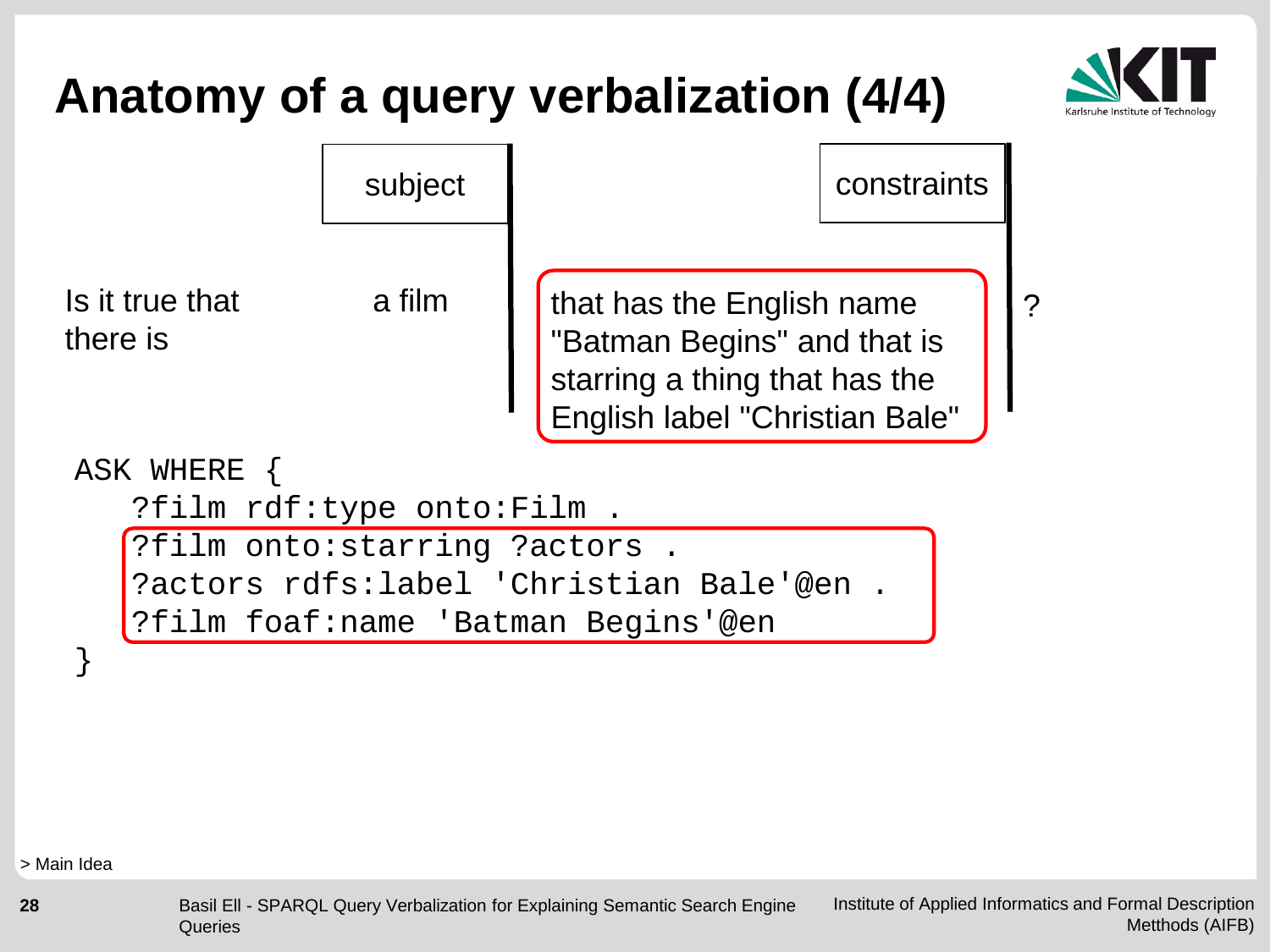# Anatomy of a query verbalization (4/4)

| | subject | constraints | |
|---|---|---|---|
| Is it true that there is | a film | that has the English name "Batman Begins" and that is starring a thing that has the English label "Christian Bale" | ? |

```
ASK WHERE {
   ?film rdf:type onto:Film .
   ?film onto:starring ?actors .
   ?actors rdfs:label 'Christian Bale'@en .
   ?film foaf:name 'Batman Begins'@en
}
```

> Main Idea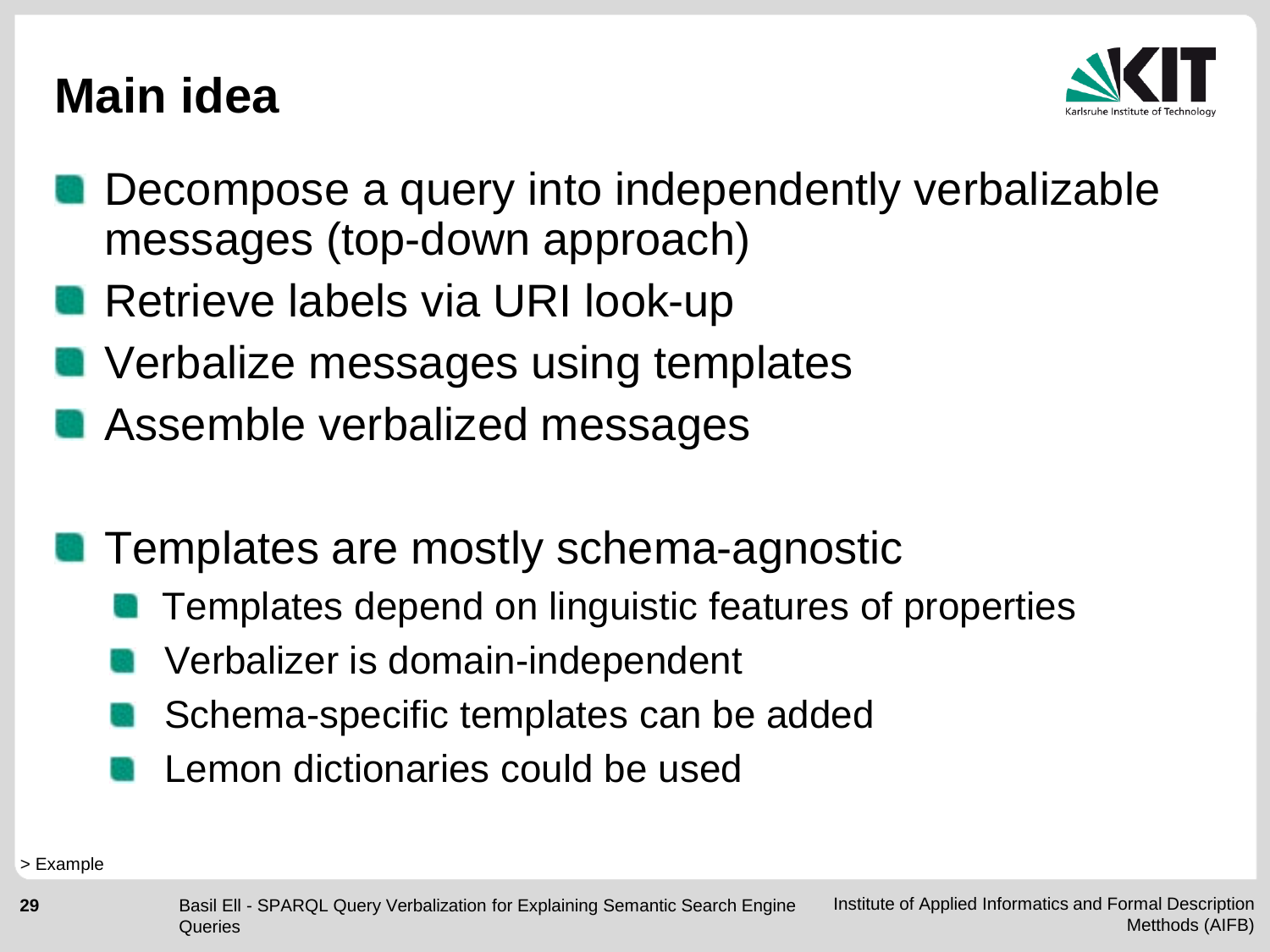# Main idea

- Decompose a query into independently verbalizable messages (top-down approach)
- Retrieve labels via URI look-up
- Verbalize messages using templates
- Assemble verbalized messages

- Templates are mostly schema-agnostic
  - Templates depend on linguistic features of properties
  - Verbalizer is domain-independent
  - Schema-specific templates can be added
  - Lemon dictionaries could be used

> Example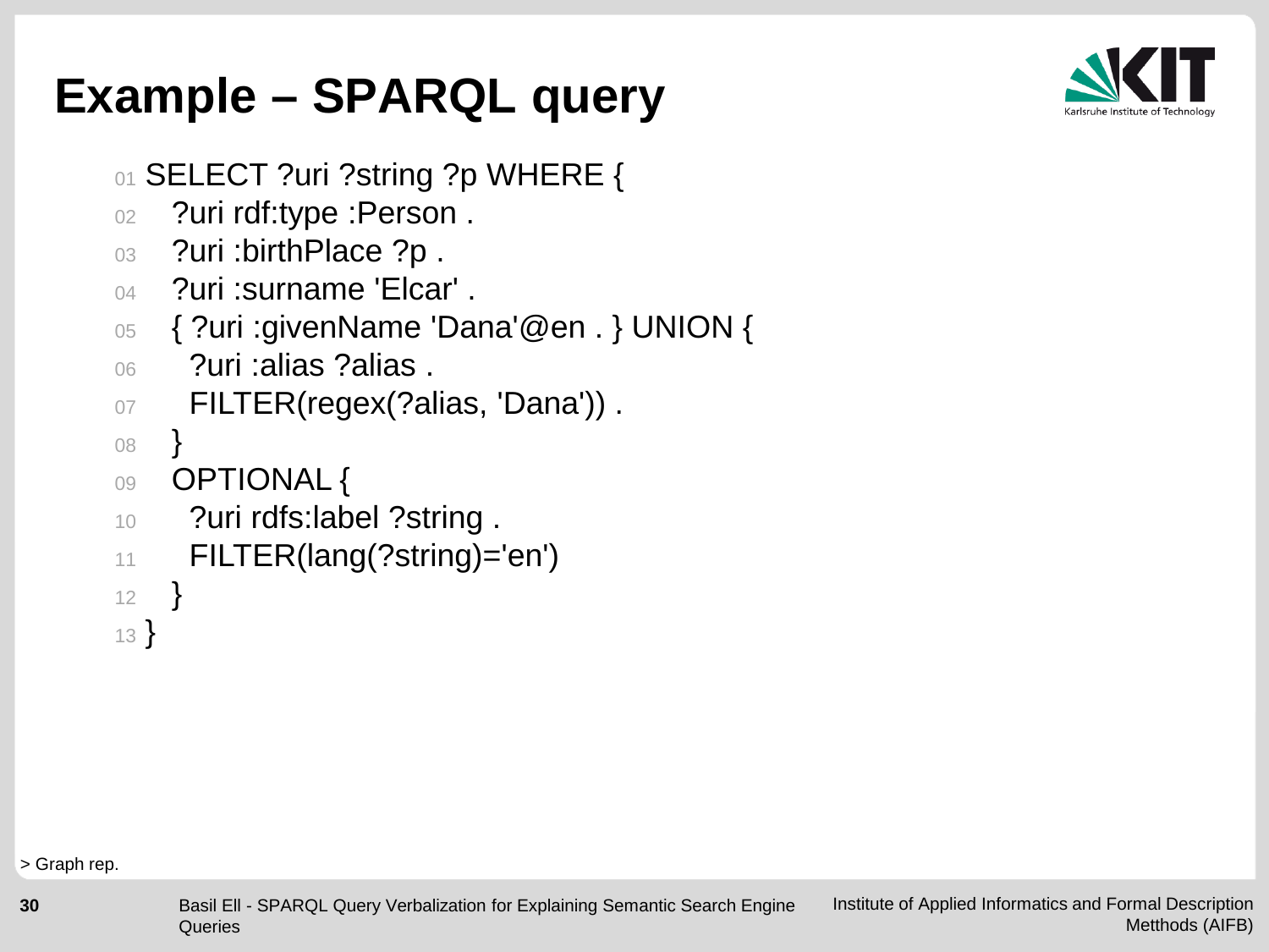# Example – SPARQL query

```
01 SELECT ?uri ?string ?p WHERE {
02   ?uri rdf:type :Person .
03   ?uri :birthPlace ?p .
04   ?uri :surname 'Elcar' .
05   { ?uri :givenName 'Dana'@en . } UNION {
06     ?uri :alias ?alias .
07     FILTER(regex(?alias, 'Dana')) .
08   }
09   OPTIONAL {
10     ?uri rdfs:label ?string .
11     FILTER(lang(?string)='en')
12   }
13 }
```

> Graph rep.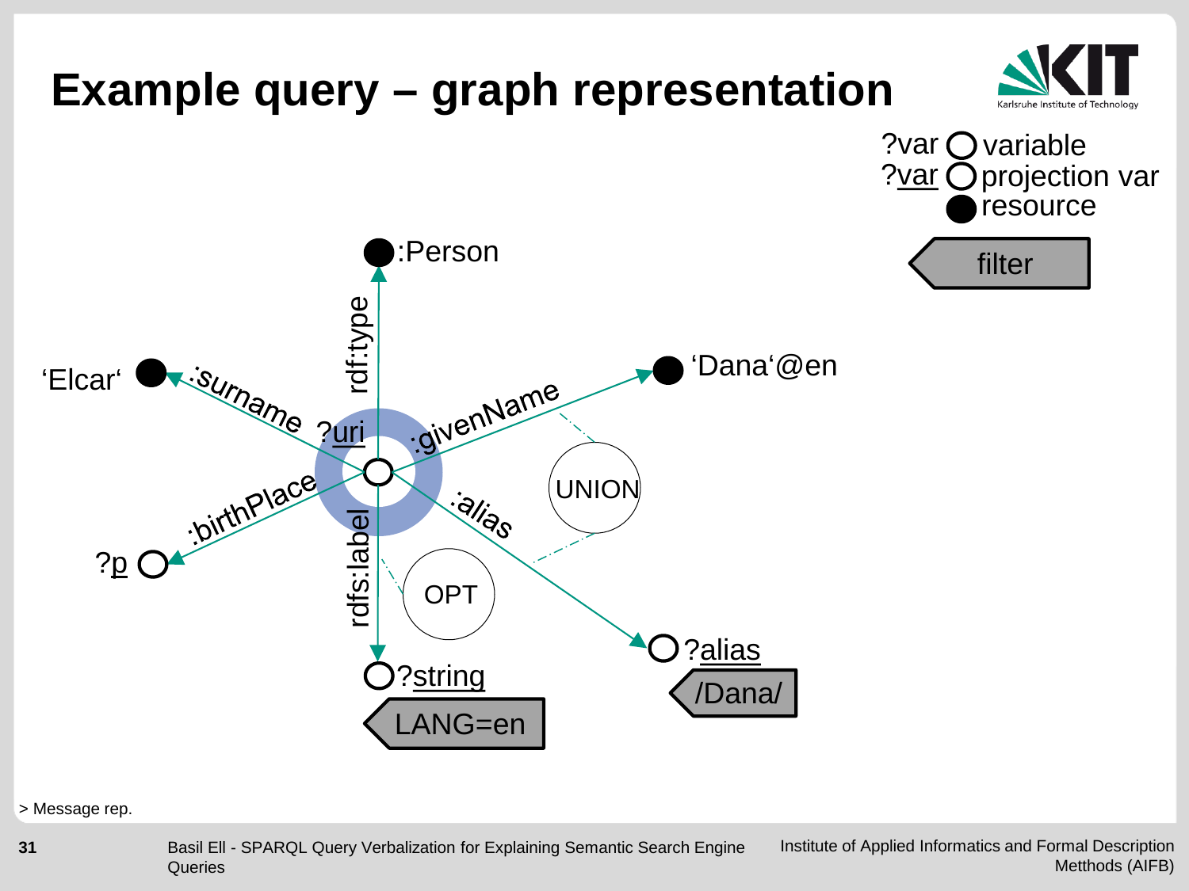# Example query – graph representation

?var variable
?var projection var
resource

filter

:Person

rdf:type

'Elcar' :surname ?uri :givenName 'Dana'@en

:birthPlace

?p

rdfs:label

UNION

:alias

OPT

?string

LANG=en

?alias

/Dana/

> Message rep.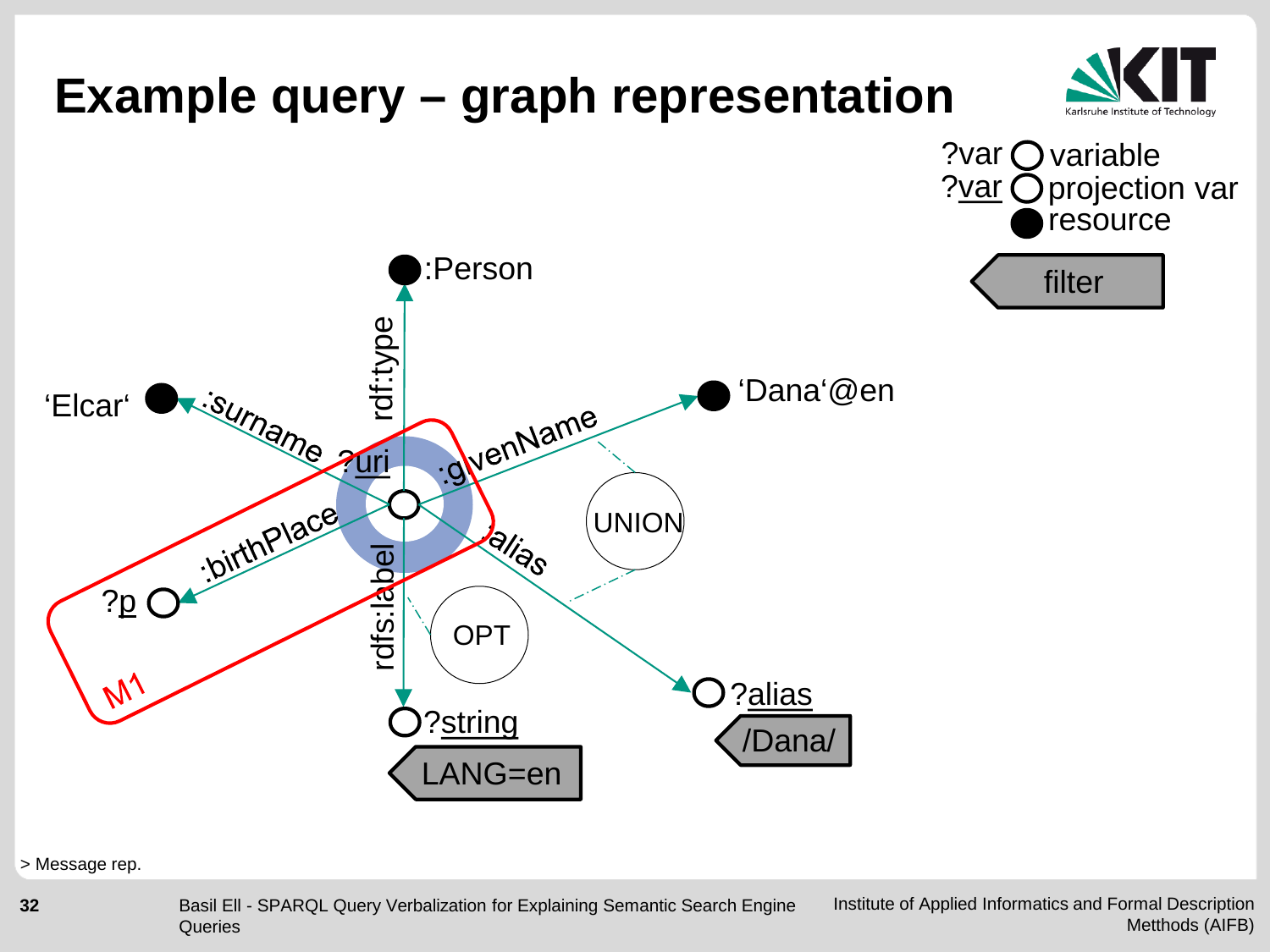# Example query – graph representation

?var variable
?var projection var
resource

filter

:Person

rdf:type

'Elcar'

:surname

?uri

:givenName

'Dana'@en

:birthPlace

:alias

UNION

?p

rdfs:label

OPT

M1

?string

?alias

LANG=en

/Dana/

> Message rep.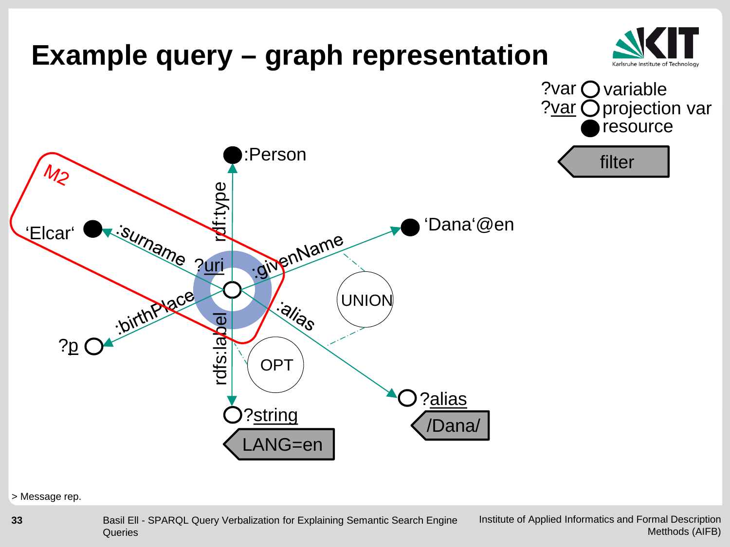# Example query – graph representation

?var ○ variable
?<u>var</u> ○ projection var
● resource

filter

M2

:Person

rdf:type

'Elcar'

:surname

?<u>uri</u>

:givenName

'Dana'@en

:birthPlace

?p

rdfs:label

:alias

UNION

OPT

?<u>string</u>

LANG=en

?<u>alias</u>

/Dana/

> Message rep.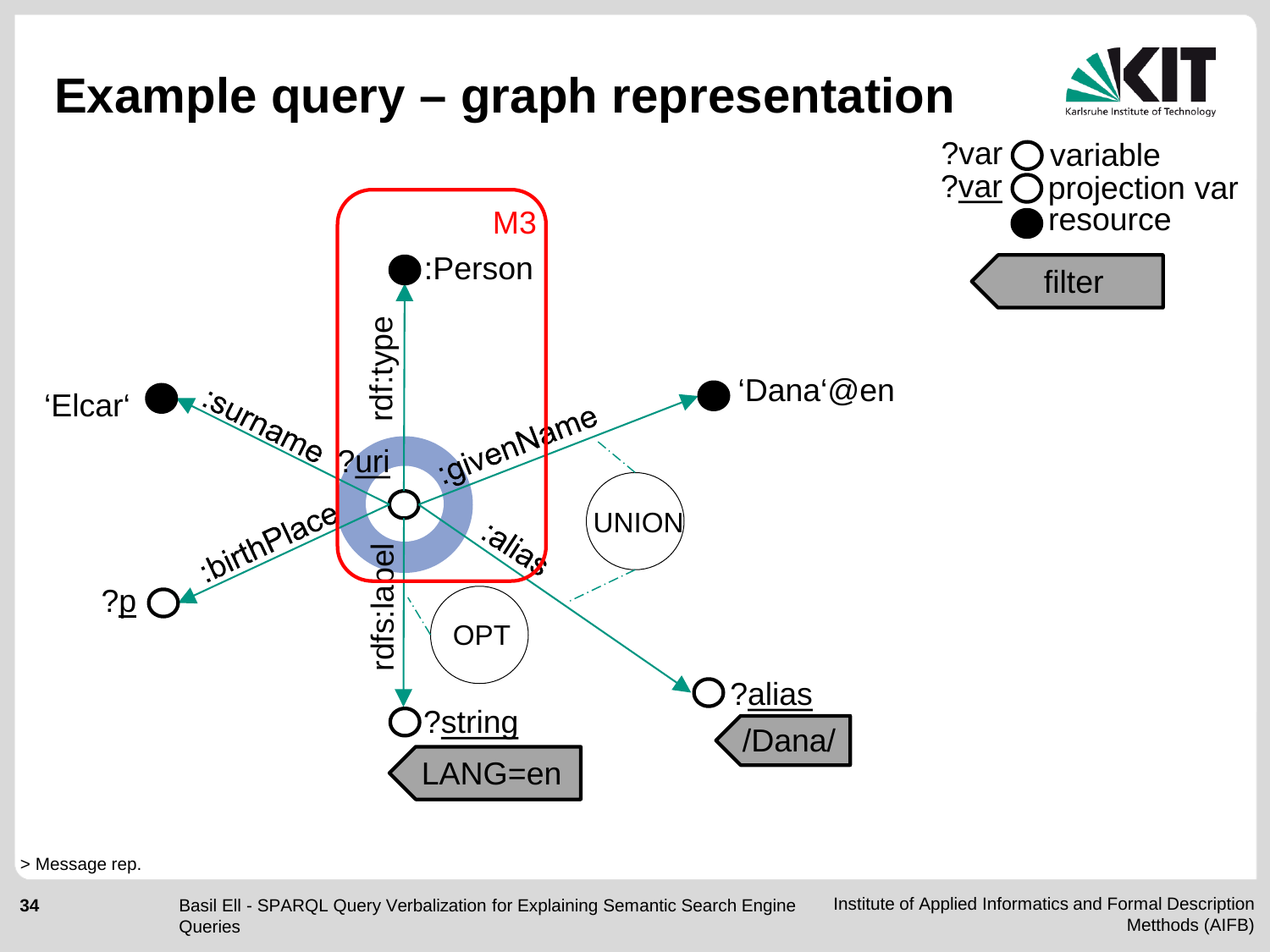# Example query – graph representation

?var variable
?var projection var
resource

filter

M3

:Person

rdf:type

'Elcar'

:surname

?uri

:givenName

'Dana'@en

:birthPlace

?p

rdfs:label

:alias

UNION

OPT

?string

LANG=en

?alias

/Dana/

> Message rep.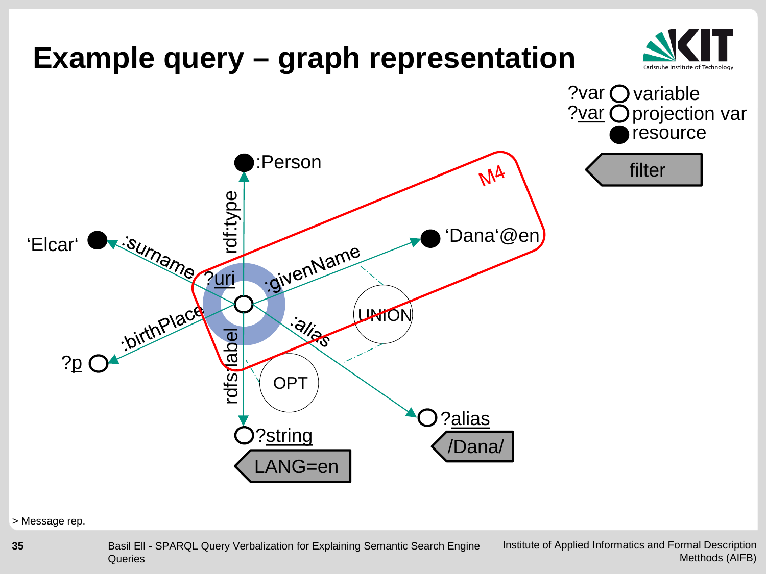# Example query – graph representation

?var variable
?var projection var
resource

filter

:Person

rdf:type

'Elcar'

:surname

?uri

:givenName

'Dana'@en

M4

:birthPlace

?p

UNION

:alias

rdfs:label

OPT

?string

LANG=en

?alias

/Dana/

> Message rep.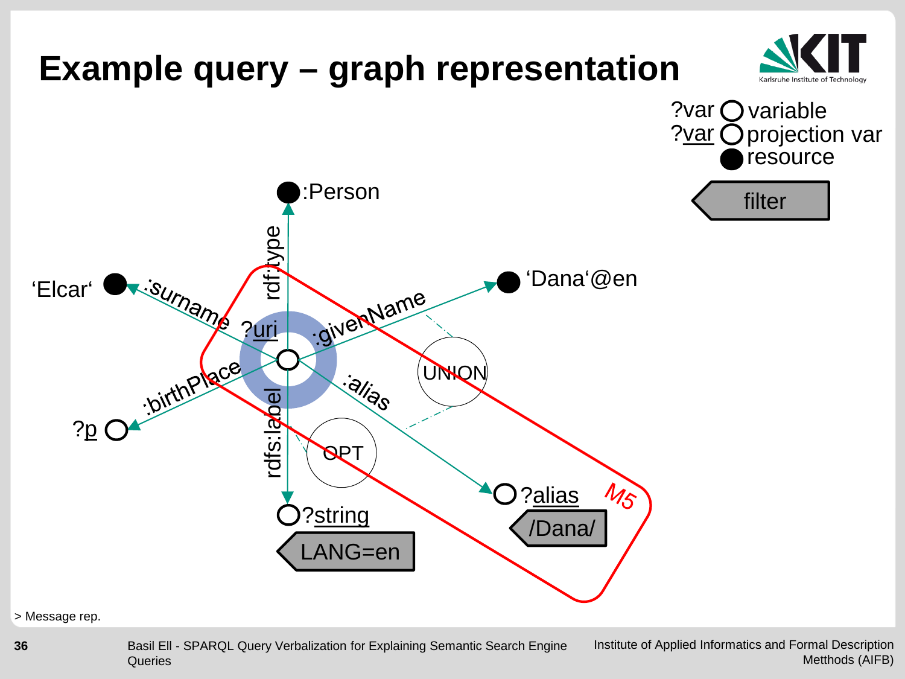# Example query – graph representation

?var ○ variable
?<u>var</u> ○ projection var
● resource

filter

:Person

rdf:type

'Elcar'

:surname

?<u>uri</u>

:givenName

'Dana'@en

:birthPlace

?<u>p</u>

UNION

:alias

rdfs:label

OPT

?<u>alias</u>

M5

/Dana/

?<u>string</u>

LANG=en

> Message rep.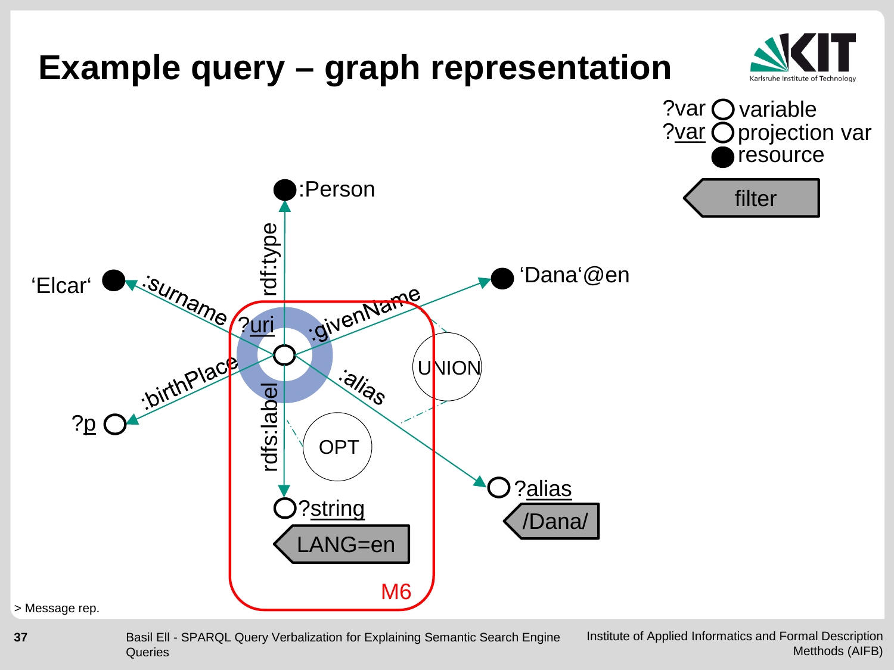# Example query – graph representation

?var variable
?var projection var
resource

filter

:Person

rdf:type

'Elcar' :surname ?uri :givenName 'Dana'@en

:birthPlace UNION

?p :alias

rdfs:label OPT

?alias

/Dana/

?string

LANG=en

M6

> Message rep.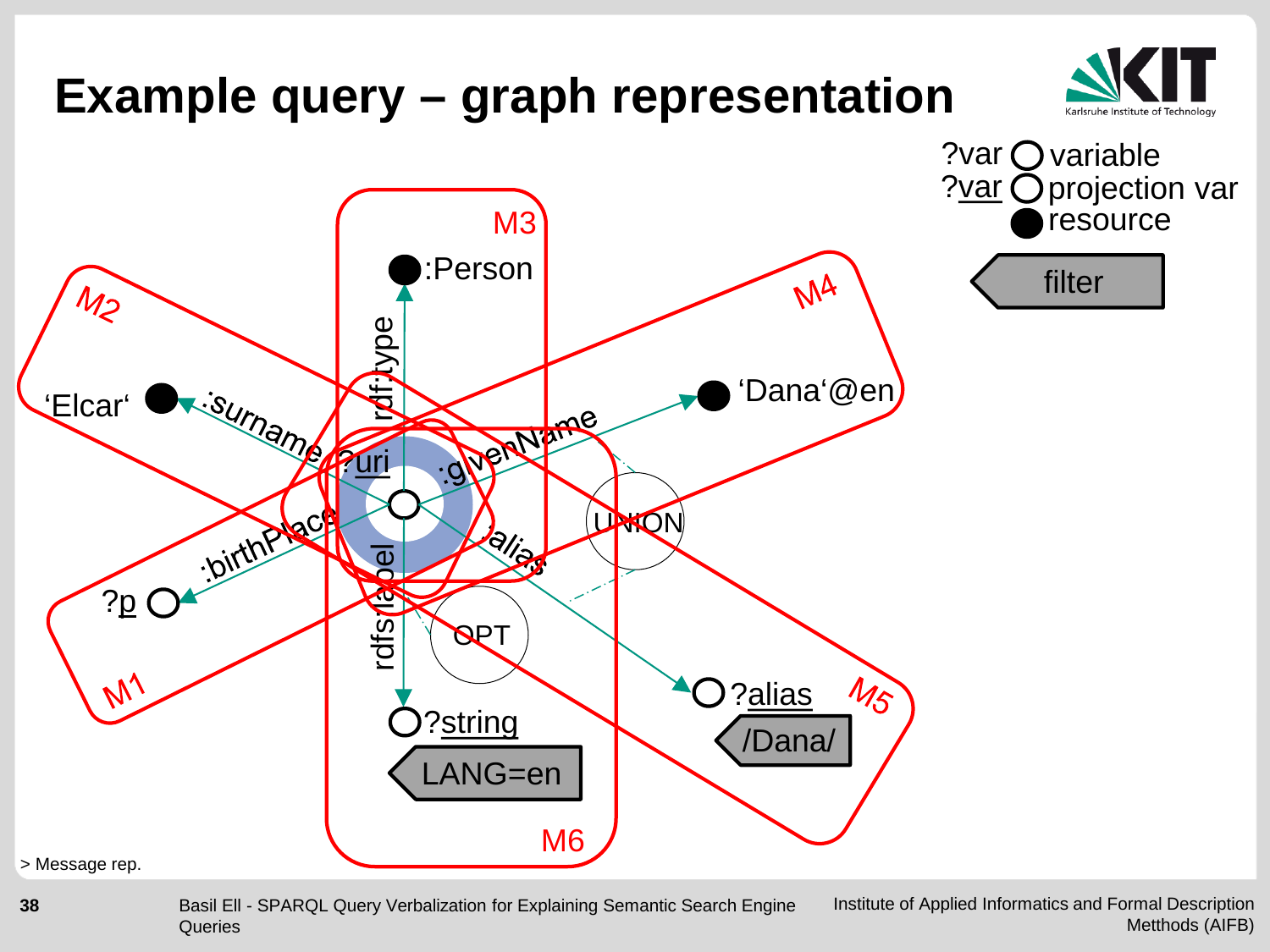# Example query – graph representation

?var ○ variable
?var ○ projection var
● resource

filter

M1, M2, M3, M4, M5, M6

:Person — rdf:type
'Elcar' — :surname
'Dana'@en — :givenName
?p — :birthPlace
?uri
?alias — :alias — /Dana/
?string — rdfs:label — LANG=en

UNION

OPT

> Message rep.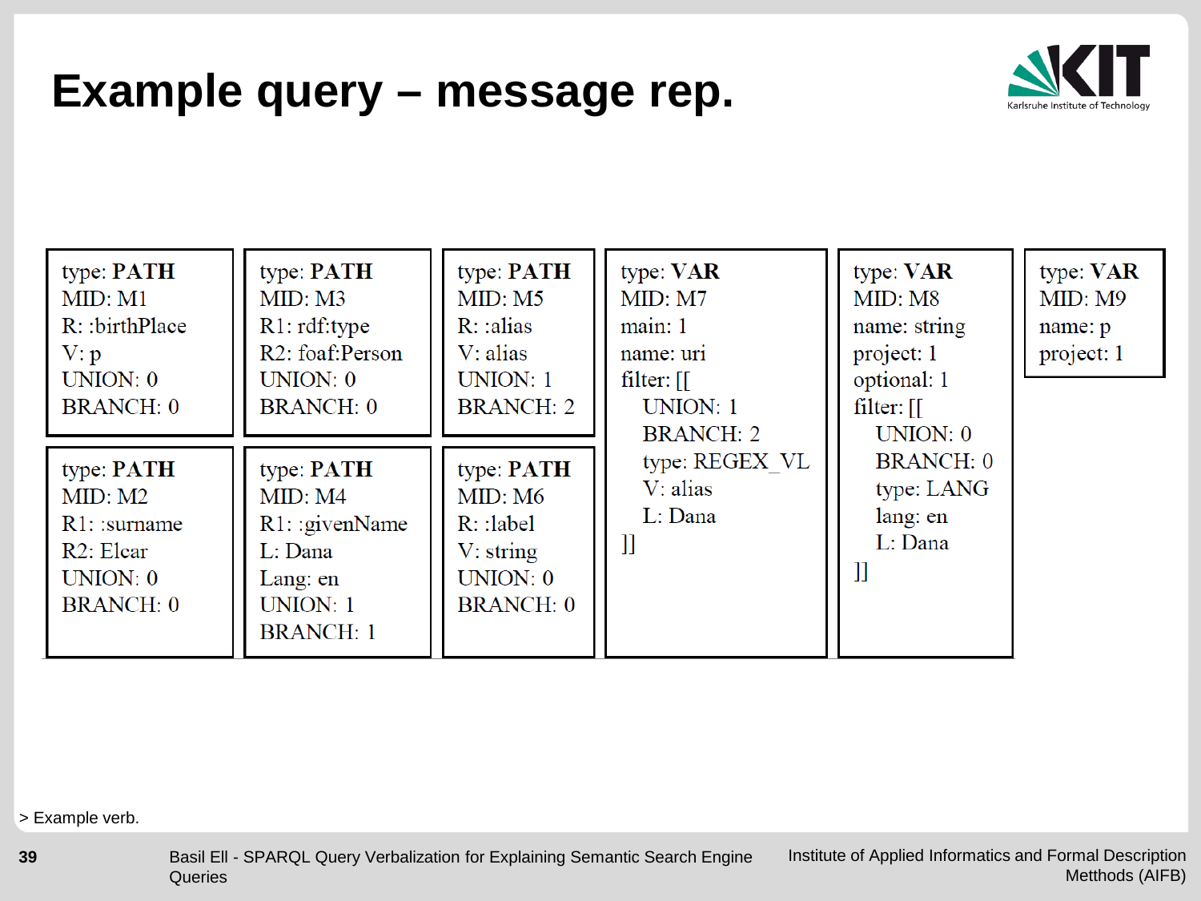# Example query – message rep.

```
type: PATH
MID: M1
R: :birthPlace
V: p
UNION: 0
BRANCH: 0
```

```
type: PATH
MID: M2
R1: :surname
R2: Elcar
UNION: 0
BRANCH: 0
```

```
type: PATH
MID: M3
R1: rdf:type
R2: foaf:Person
UNION: 0
BRANCH: 0
```

```
type: PATH
MID: M4
R1: :givenName
L: Dana
Lang: en
UNION: 1
BRANCH: 1
```

```
type: PATH
MID: M5
R: :alias
V: alias
UNION: 1
BRANCH: 2
```

```
type: PATH
MID: M6
R: :label
V: string
UNION: 0
BRANCH: 0
```

```
type: VAR
MID: M7
main: 1
name: uri
filter: [[
   UNION: 1
   BRANCH: 2
   type: REGEX_VL
   V: alias
   L: Dana
]]
```

```
type: VAR
MID: M8
name: string
project: 1
optional: 1
filter: [[
   UNION: 0
   BRANCH: 0
   type: LANG
   lang: en
   L: Dana
]]
```

```
type: VAR
MID: M9
name: p
project: 1
```

> Example verb.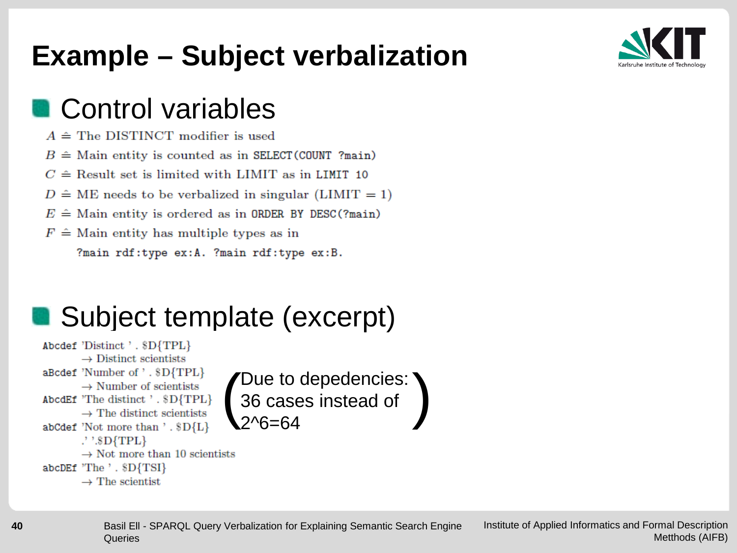# Example – Subject verbalization

## Control variables

$A \triangleq$ The DISTINCT modifier is used

$B \triangleq$ Main entity is counted as in `SELECT(COUNT ?main)`

$C \triangleq$ Result set is limited with LIMIT as in `LIMIT 10`

$D \triangleq$ ME needs to be verbalized in singular (LIMIT = 1)

$E \triangleq$ Main entity is ordered as in `ORDER BY DESC(?main)`

$F \triangleq$ Main entity has multiple types as in

`?main rdf:type ex:A. ?main rdf:type ex:B.`

## Subject template (excerpt)

```
Abcdef 'Distinct ' . $D{TPL}
       → Distinct scientists
aBcdef 'Number of ' . $D{TPL}
       → Number of scientists
AbcdEf 'The distinct ' . $D{TPL}
       → The distinct scientists
abCdef 'Not more than ' . $D{L}
       .' '.$D{TPL}
       → Not more than 10 scientists
abcDEf 'The ' . $D{TSI}
       → The scientist
```

(Due to depedencies: 36 cases instead of 2^6=64)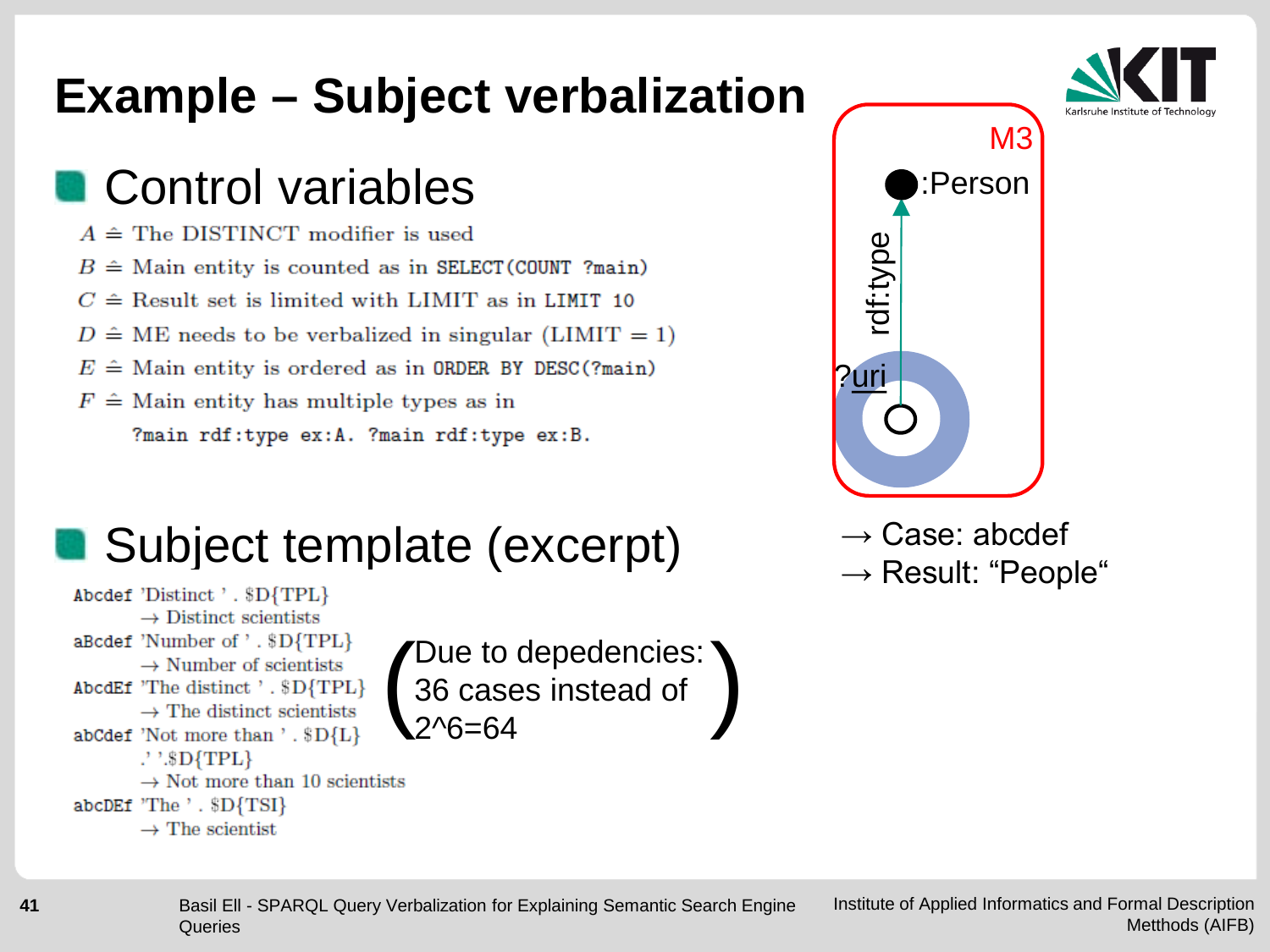# Example – Subject verbalization

## Control variables

$A \hat{=}$ The DISTINCT modifier is used

$B \hat{=}$ Main entity is counted as in `SELECT(COUNT ?main)`

$C \hat{=}$ Result set is limited with LIMIT as in `LIMIT 10`

$D \hat{=}$ ME needs to be verbalized in singular (LIMIT = 1)

$E \hat{=}$ Main entity is ordered as in `ORDER BY DESC(?main)`

$F \hat{=}$ Main entity has multiple types as in

`?main rdf:type ex:A. ?main rdf:type ex:B.`

M3

:Person

rdf:type

?uri

→ Case: abcdef

→ Result: "People"

## Subject template (excerpt)

Abcdef 'Distinct ' . $D{TPL}
→ Distinct scientists

aBcdef 'Number of ' . $D{TPL}
→ Number of scientists

AbcdEf 'The distinct ' . $D{TPL}
→ The distinct scientists

abCdef 'Not more than ' . $D{L} .' '.$D{TPL}
→ Not more than 10 scientists

abcDEf 'The ' . $D{TSI}
→ The scientist

(Due to depedencies: 36 cases instead of 2^6=64)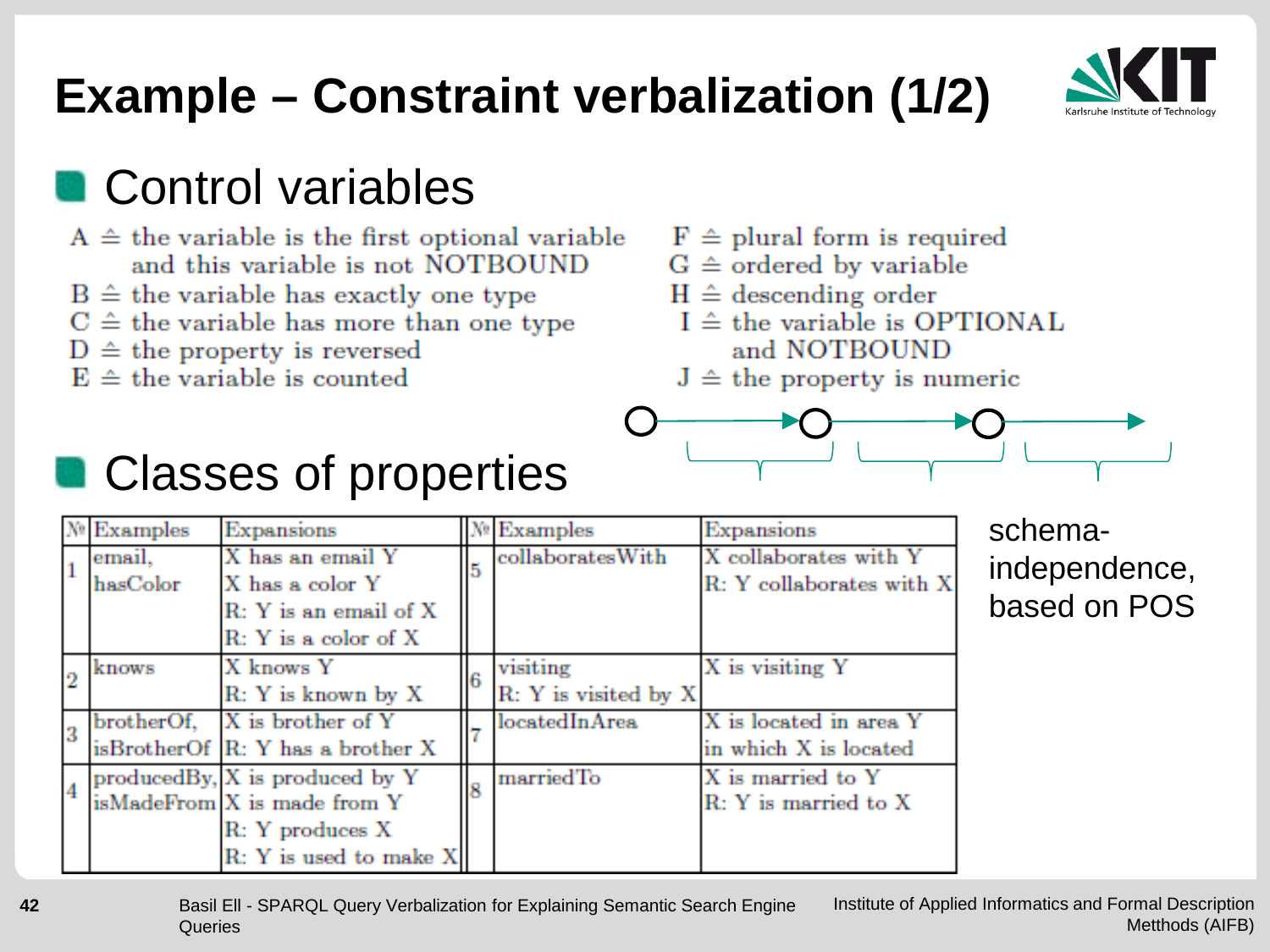# Example – Constraint verbalization (1/2)

## Control variables

- A ≙ the variable is the first optional variable and this variable is not NOTBOUND
- B ≙ the variable has exactly one type
- C ≙ the variable has more than one type
- D ≙ the property is reversed
- E ≙ the variable is counted
- F ≙ plural form is required
- G ≙ ordered by variable
- H ≙ descending order
- I ≙ the variable is OPTIONAL and NOTBOUND
- J ≙ the property is numeric

## Classes of properties

| № | Examples | Expansions | № | Examples | Expansions |
|---|---|---|---|---|---|
| 1 | email, hasColor | X has an email Y<br>X has a color Y<br>R: Y is an email of X<br>R: Y is a color of X | 5 | collaboratesWith | X collaborates with Y<br>R: Y collaborates with X |
| 2 | knows | X knows Y<br>R: Y is known by X | 6 | visiting | X is visiting Y<br>R: Y is visited by X |
| 3 | brotherOf, isBrotherOf | X is brother of Y<br>R: Y has a brother X | 7 | locatedInArea | X is located in area Y<br>in which X is located |
| 4 | producedBy, isMadeFrom | X is produced by Y<br>X is made from Y<br>R: Y produces X<br>R: Y is used to make X | 8 | marriedTo | X is married to Y<br>R: Y is married to X |

schema-independence, based on POS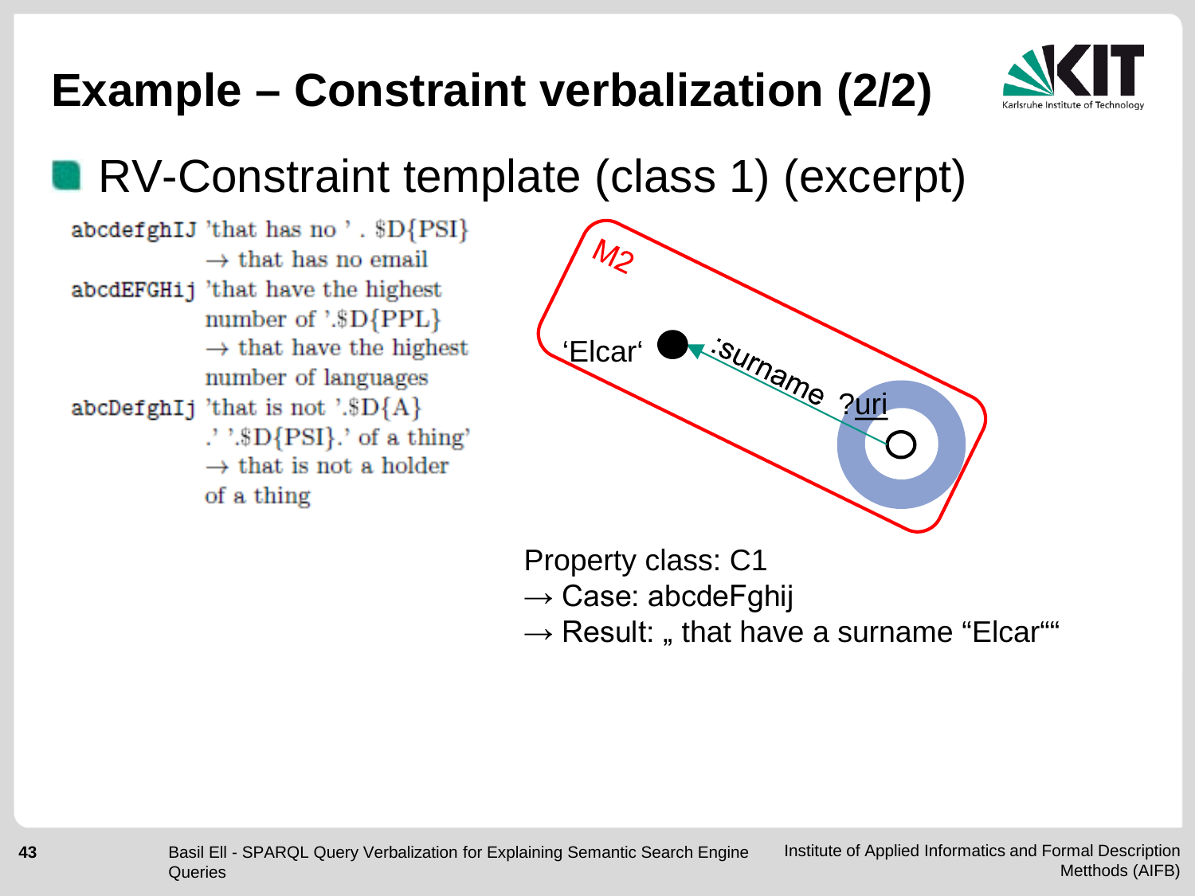# Example – Constraint verbalization (2/2)

- RV-Constraint template (class 1) (excerpt)

```
abcdefghIJ 'that has no ' . $D{PSI}
           → that has no email
abcdEFGHij 'that have the highest
           number of '.$D{PPL}
           → that have the highest
           number of languages
abcDefghIj 'that is not '.$D{A}
           .' '.$D{PSI}.' of a thing'
           → that is not a holder
           of a thing
```

M2

'Elcar' :surname ?uri

Property class: C1
→ Case: abcdeFghij
→ Result: „ that have a surname "Elcar"“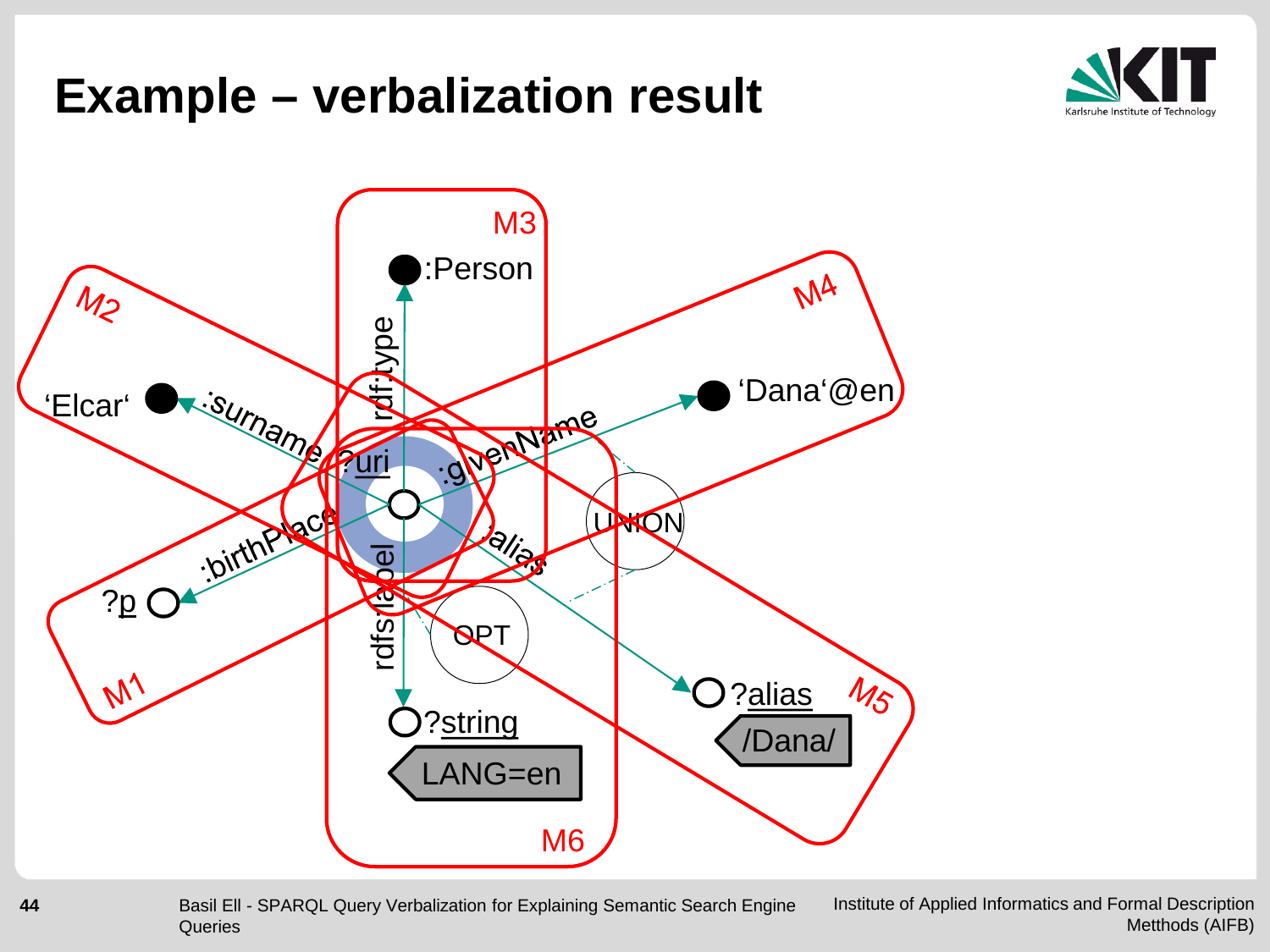# Example – verbalization result

M3

:Person

rdf:type

M2

'Elcar'

:surname

M4

'Dana'@en

:givenName

?uri

UNION

:birthPlace

:alias

?p

rdfs:label

OPT

M1

?alias

M5

/Dana/

?string

LANG=en

M6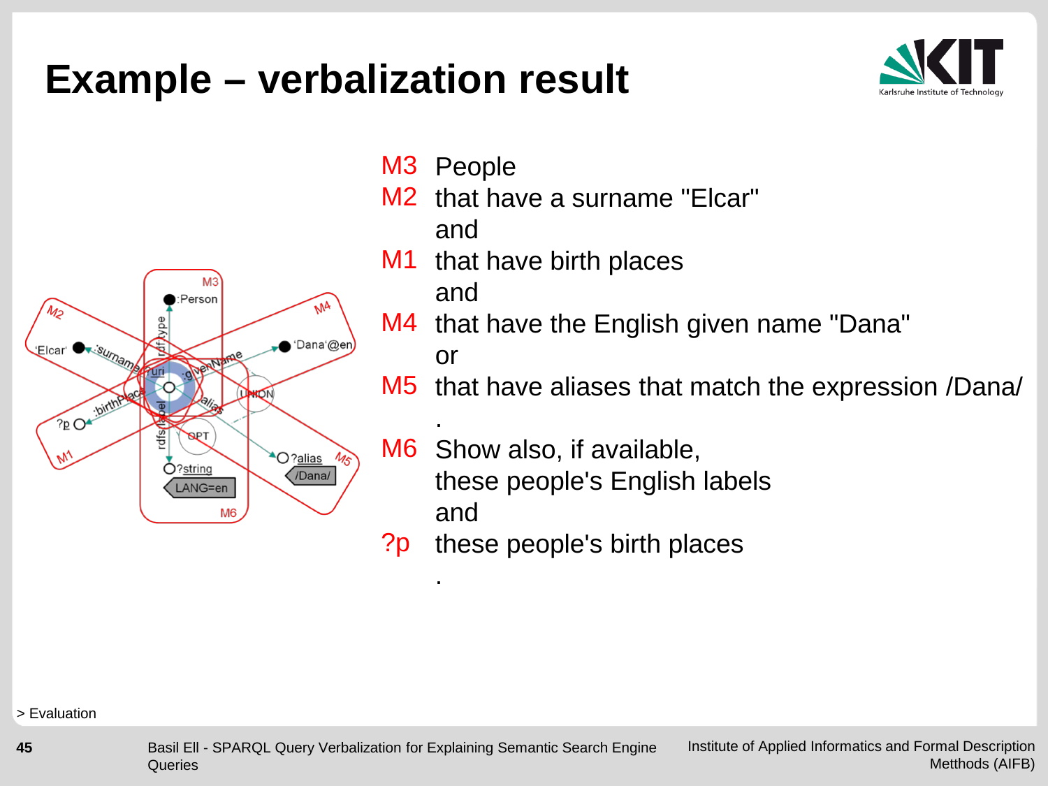# Example – verbalization result

| | |
|---|---|
| M3 | People |
| M2 | that have a surname "Elcar" |
| | and |
| M1 | that have birth places |
| | and |
| M4 | that have the English given name "Dana" |
| | or |
| M5 | that have aliases that match the expression /Dana/ |
| | . |
| M6 | Show also, if available, |
| | these people's English labels |
| | and |
| ?p | these people's birth places |
| | . |

> Evaluation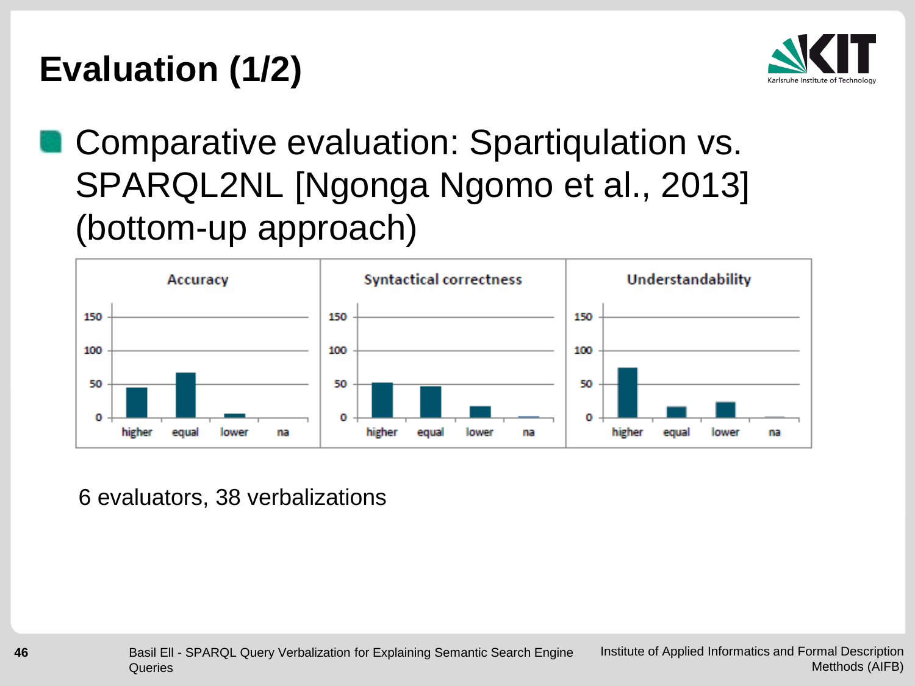# Evaluation (1/2)

- Comparative evaluation: Spartiqulation vs. SPARQL2NL [Ngonga Ngomo et al., 2013] (bottom-up approach)

Accuracy | Syntactical correctness | Understandability

6 evaluators, 38 verbalizations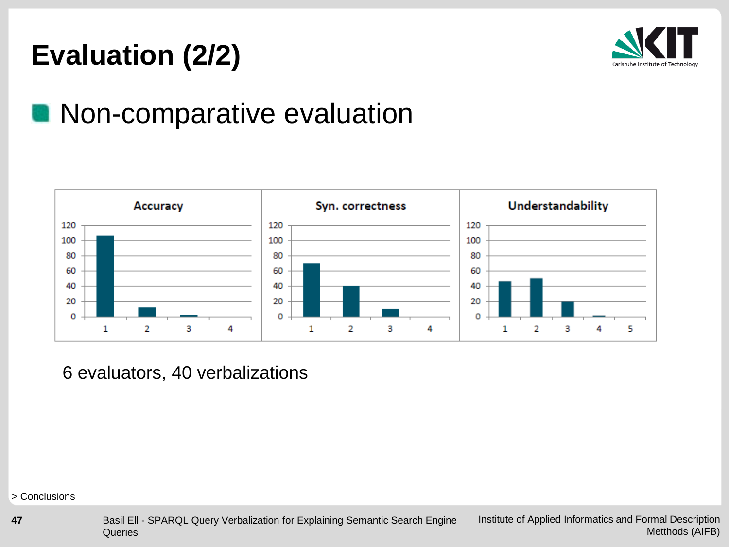# Evaluation (2/2)

- Non-comparative evaluation

Accuracy | Syn. correctness | Understandability

6 evaluators, 40 verbalizations

> Conclusions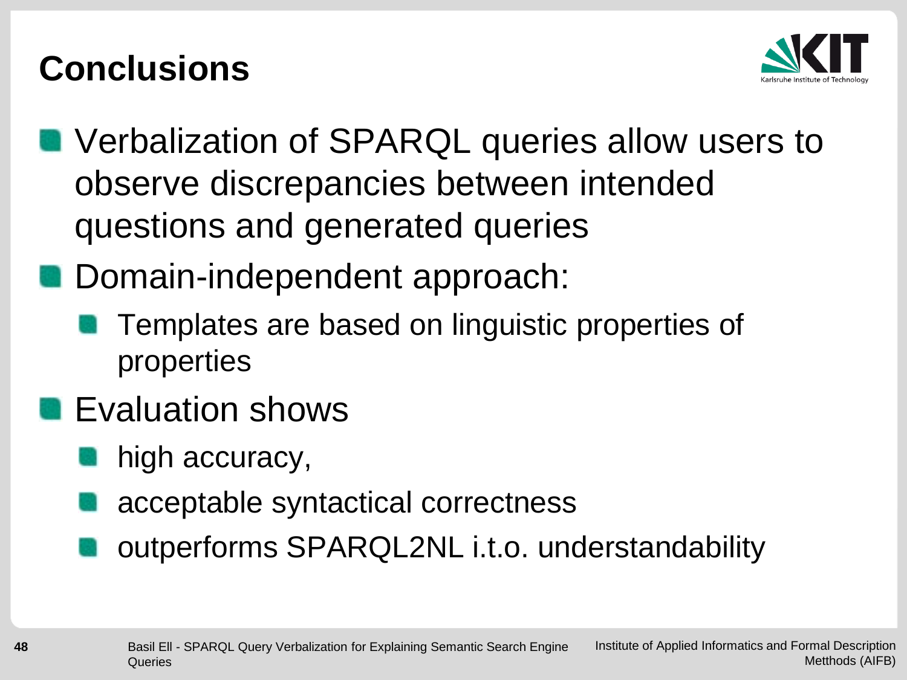# Conclusions

- Verbalization of SPARQL queries allow users to observe discrepancies between intended questions and generated queries
- Domain-independent approach:
  - Templates are based on linguistic properties of properties
- Evaluation shows
  - high accuracy,
  - acceptable syntactical correctness
  - outperforms SPARQL2NL i.t.o. understandability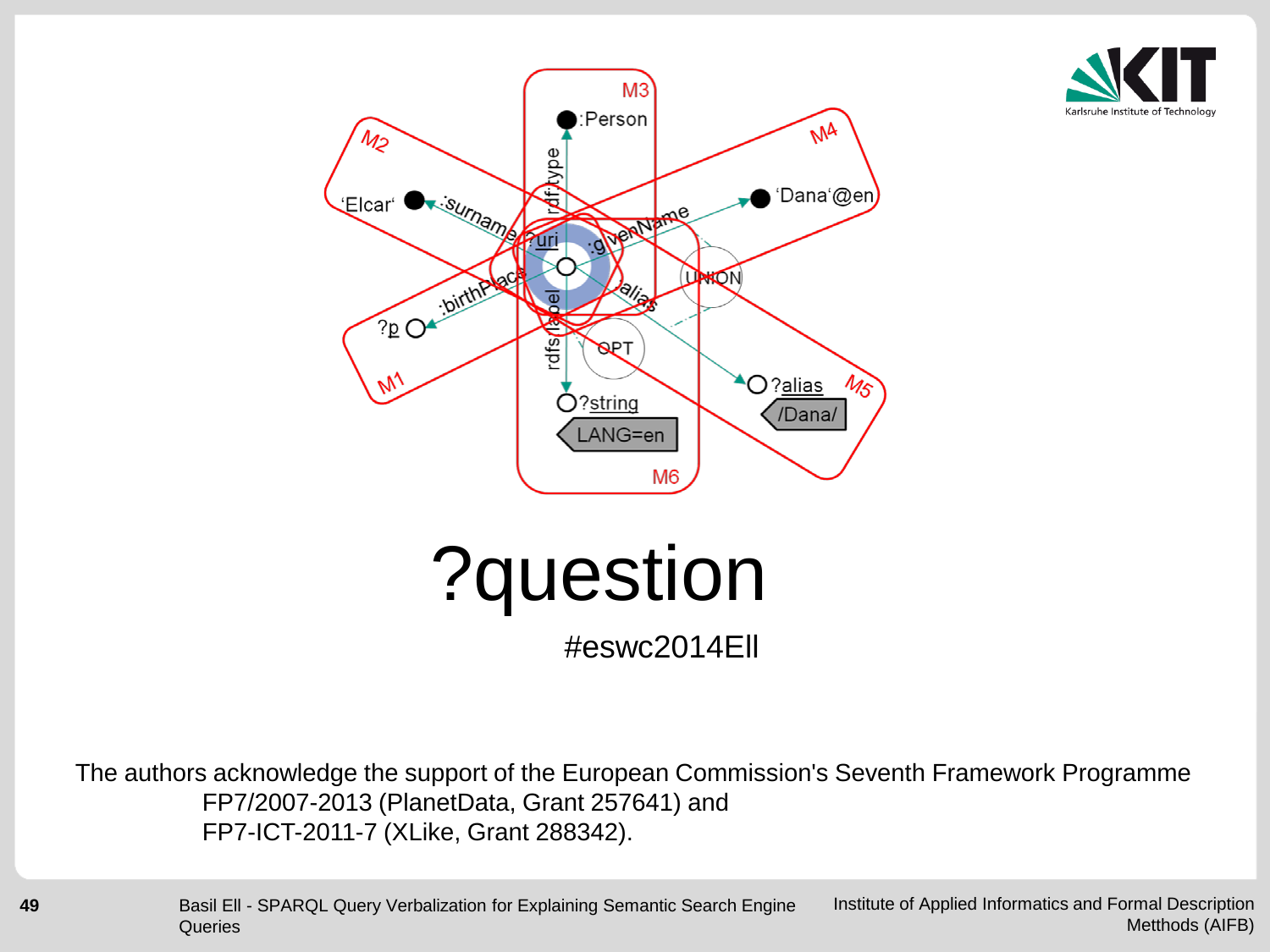# ?question

#eswc2014Ell

The authors acknowledge the support of the European Commission's Seventh Framework Programme FP7/2007-2013 (PlanetData, Grant 257641) and FP7-ICT-2011-7 (XLike, Grant 288342).